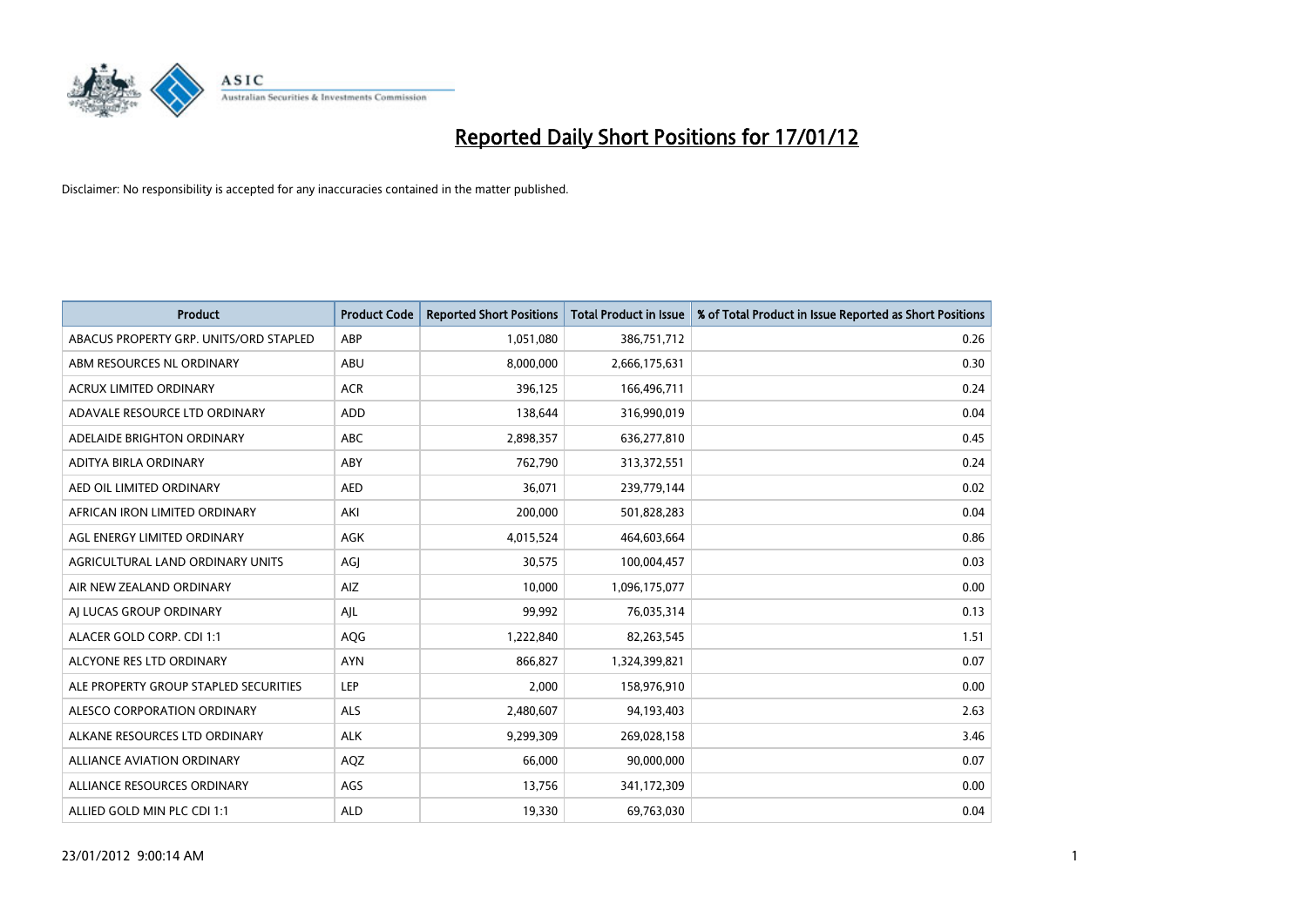# Reported Daily Short Positions for 17/01/12

Disclaimer: No responsibility is accepted for any inaccuracies contained in the matter published.

| Product | Product Code | Reported Short Positions | Total Product in Issue | % of Total Product in Issue Reported as Short Positions |
|---|---|---|---|---|
| ABACUS PROPERTY GRP. UNITS/ORD STAPLED | ABP | 1,051,080 | 386,751,712 | 0.26 |
| ABM RESOURCES NL ORDINARY | ABU | 8,000,000 | 2,666,175,631 | 0.30 |
| ACRUX LIMITED ORDINARY | ACR | 396,125 | 166,496,711 | 0.24 |
| ADAVALE RESOURCE LTD ORDINARY | ADD | 138,644 | 316,990,019 | 0.04 |
| ADELAIDE BRIGHTON ORDINARY | ABC | 2,898,357 | 636,277,810 | 0.45 |
| ADITYA BIRLA ORDINARY | ABY | 762,790 | 313,372,551 | 0.24 |
| AED OIL LIMITED ORDINARY | AED | 36,071 | 239,779,144 | 0.02 |
| AFRICAN IRON LIMITED ORDINARY | AKI | 200,000 | 501,828,283 | 0.04 |
| AGL ENERGY LIMITED ORDINARY | AGK | 4,015,524 | 464,603,664 | 0.86 |
| AGRICULTURAL LAND ORDINARY UNITS | AGJ | 30,575 | 100,004,457 | 0.03 |
| AIR NEW ZEALAND ORDINARY | AIZ | 10,000 | 1,096,175,077 | 0.00 |
| AJ LUCAS GROUP ORDINARY | AJL | 99,992 | 76,035,314 | 0.13 |
| ALACER GOLD CORP. CDI 1:1 | AQG | 1,222,840 | 82,263,545 | 1.51 |
| ALCYONE RES LTD ORDINARY | AYN | 866,827 | 1,324,399,821 | 0.07 |
| ALE PROPERTY GROUP STAPLED SECURITIES | LEP | 2,000 | 158,976,910 | 0.00 |
| ALESCO CORPORATION ORDINARY | ALS | 2,480,607 | 94,193,403 | 2.63 |
| ALKANE RESOURCES LTD ORDINARY | ALK | 9,299,309 | 269,028,158 | 3.46 |
| ALLIANCE AVIATION ORDINARY | AQZ | 66,000 | 90,000,000 | 0.07 |
| ALLIANCE RESOURCES ORDINARY | AGS | 13,756 | 341,172,309 | 0.00 |
| ALLIED GOLD MIN PLC CDI 1:1 | ALD | 19,330 | 69,763,030 | 0.04 |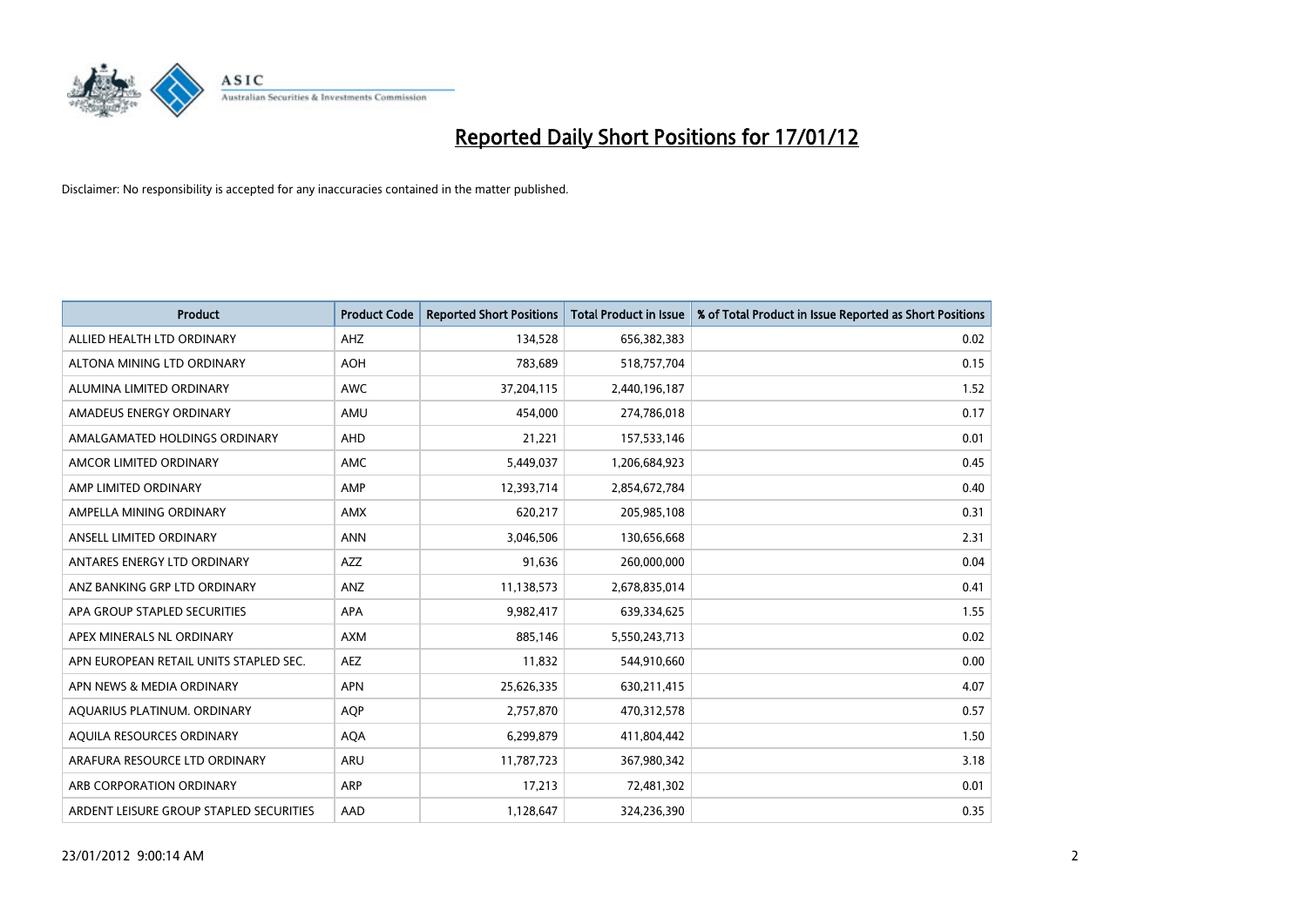# Reported Daily Short Positions for 17/01/12

Disclaimer: No responsibility is accepted for any inaccuracies contained in the matter published.

| Product | Product Code | Reported Short Positions | Total Product in Issue | % of Total Product in Issue Reported as Short Positions |
|---|---|---|---|---|
| ALLIED HEALTH LTD ORDINARY | AHZ | 134,528 | 656,382,383 | 0.02 |
| ALTONA MINING LTD ORDINARY | AOH | 783,689 | 518,757,704 | 0.15 |
| ALUMINA LIMITED ORDINARY | AWC | 37,204,115 | 2,440,196,187 | 1.52 |
| AMADEUS ENERGY ORDINARY | AMU | 454,000 | 274,786,018 | 0.17 |
| AMALGAMATED HOLDINGS ORDINARY | AHD | 21,221 | 157,533,146 | 0.01 |
| AMCOR LIMITED ORDINARY | AMC | 5,449,037 | 1,206,684,923 | 0.45 |
| AMP LIMITED ORDINARY | AMP | 12,393,714 | 2,854,672,784 | 0.40 |
| AMPELLA MINING ORDINARY | AMX | 620,217 | 205,985,108 | 0.31 |
| ANSELL LIMITED ORDINARY | ANN | 3,046,506 | 130,656,668 | 2.31 |
| ANTARES ENERGY LTD ORDINARY | AZZ | 91,636 | 260,000,000 | 0.04 |
| ANZ BANKING GRP LTD ORDINARY | ANZ | 11,138,573 | 2,678,835,014 | 0.41 |
| APA GROUP STAPLED SECURITIES | APA | 9,982,417 | 639,334,625 | 1.55 |
| APEX MINERALS NL ORDINARY | AXM | 885,146 | 5,550,243,713 | 0.02 |
| APN EUROPEAN RETAIL UNITS STAPLED SEC. | AEZ | 11,832 | 544,910,660 | 0.00 |
| APN NEWS & MEDIA ORDINARY | APN | 25,626,335 | 630,211,415 | 4.07 |
| AQUARIUS PLATINUM. ORDINARY | AQP | 2,757,870 | 470,312,578 | 0.57 |
| AQUILA RESOURCES ORDINARY | AQA | 6,299,879 | 411,804,442 | 1.50 |
| ARAFURA RESOURCE LTD ORDINARY | ARU | 11,787,723 | 367,980,342 | 3.18 |
| ARB CORPORATION ORDINARY | ARP | 17,213 | 72,481,302 | 0.01 |
| ARDENT LEISURE GROUP STAPLED SECURITIES | AAD | 1,128,647 | 324,236,390 | 0.35 |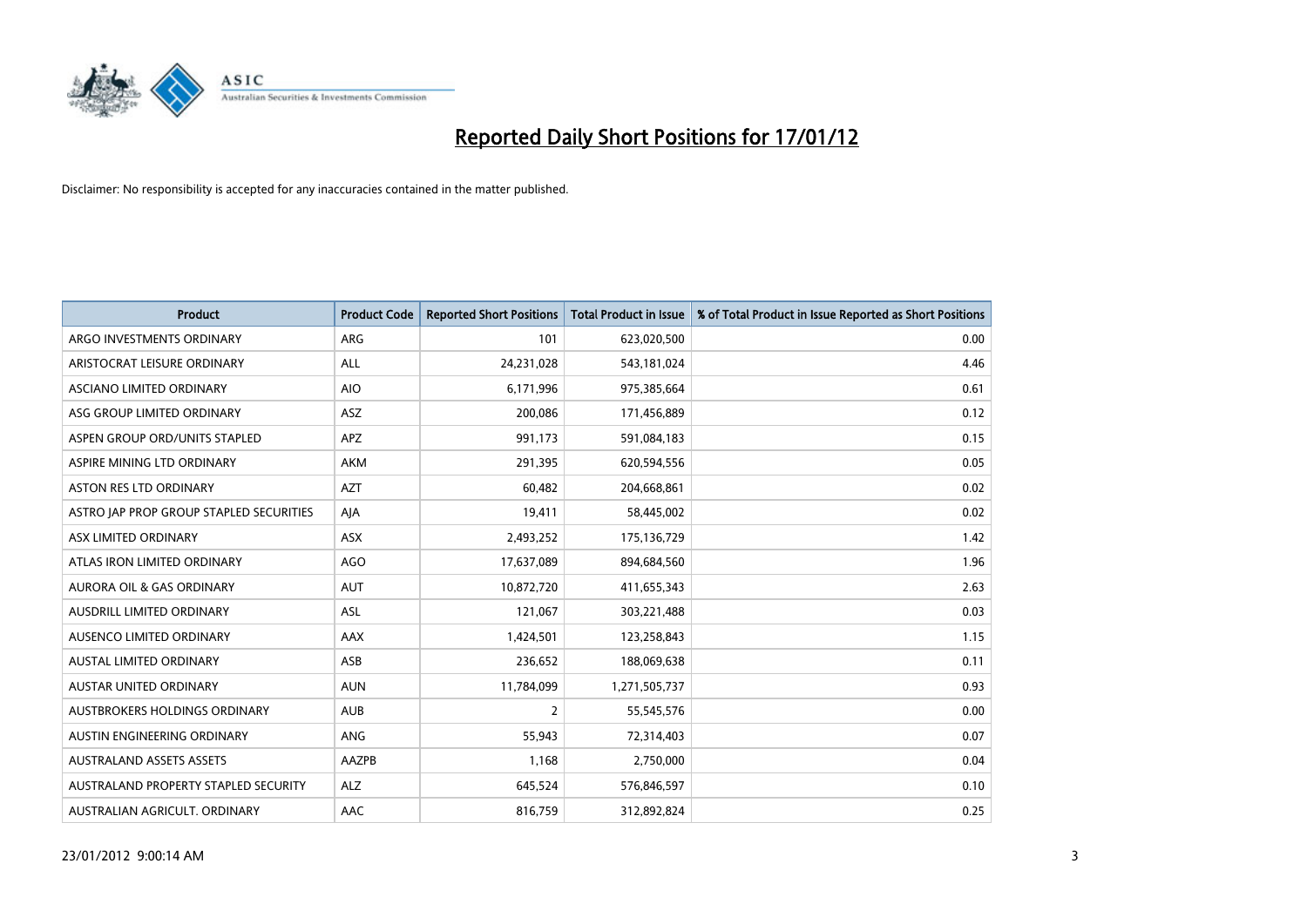# Reported Daily Short Positions for 17/01/12

Disclaimer: No responsibility is accepted for any inaccuracies contained in the matter published.

| Product | Product Code | Reported Short Positions | Total Product in Issue | % of Total Product in Issue Reported as Short Positions |
|---|---|---|---|---|
| ARGO INVESTMENTS ORDINARY | ARG | 101 | 623,020,500 | 0.00 |
| ARISTOCRAT LEISURE ORDINARY | ALL | 24,231,028 | 543,181,024 | 4.46 |
| ASCIANO LIMITED ORDINARY | AIO | 6,171,996 | 975,385,664 | 0.61 |
| ASG GROUP LIMITED ORDINARY | ASZ | 200,086 | 171,456,889 | 0.12 |
| ASPEN GROUP ORD/UNITS STAPLED | APZ | 991,173 | 591,084,183 | 0.15 |
| ASPIRE MINING LTD ORDINARY | AKM | 291,395 | 620,594,556 | 0.05 |
| ASTON RES LTD ORDINARY | AZT | 60,482 | 204,668,861 | 0.02 |
| ASTRO JAP PROP GROUP STAPLED SECURITIES | AJA | 19,411 | 58,445,002 | 0.02 |
| ASX LIMITED ORDINARY | ASX | 2,493,252 | 175,136,729 | 1.42 |
| ATLAS IRON LIMITED ORDINARY | AGO | 17,637,089 | 894,684,560 | 1.96 |
| AURORA OIL & GAS ORDINARY | AUT | 10,872,720 | 411,655,343 | 2.63 |
| AUSDRILL LIMITED ORDINARY | ASL | 121,067 | 303,221,488 | 0.03 |
| AUSENCO LIMITED ORDINARY | AAX | 1,424,501 | 123,258,843 | 1.15 |
| AUSTAL LIMITED ORDINARY | ASB | 236,652 | 188,069,638 | 0.11 |
| AUSTAR UNITED ORDINARY | AUN | 11,784,099 | 1,271,505,737 | 0.93 |
| AUSTBROKERS HOLDINGS ORDINARY | AUB | 2 | 55,545,576 | 0.00 |
| AUSTIN ENGINEERING ORDINARY | ANG | 55,943 | 72,314,403 | 0.07 |
| AUSTRALAND ASSETS ASSETS | AAZPB | 1,168 | 2,750,000 | 0.04 |
| AUSTRALAND PROPERTY STAPLED SECURITY | ALZ | 645,524 | 576,846,597 | 0.10 |
| AUSTRALIAN AGRICULT. ORDINARY | AAC | 816,759 | 312,892,824 | 0.25 |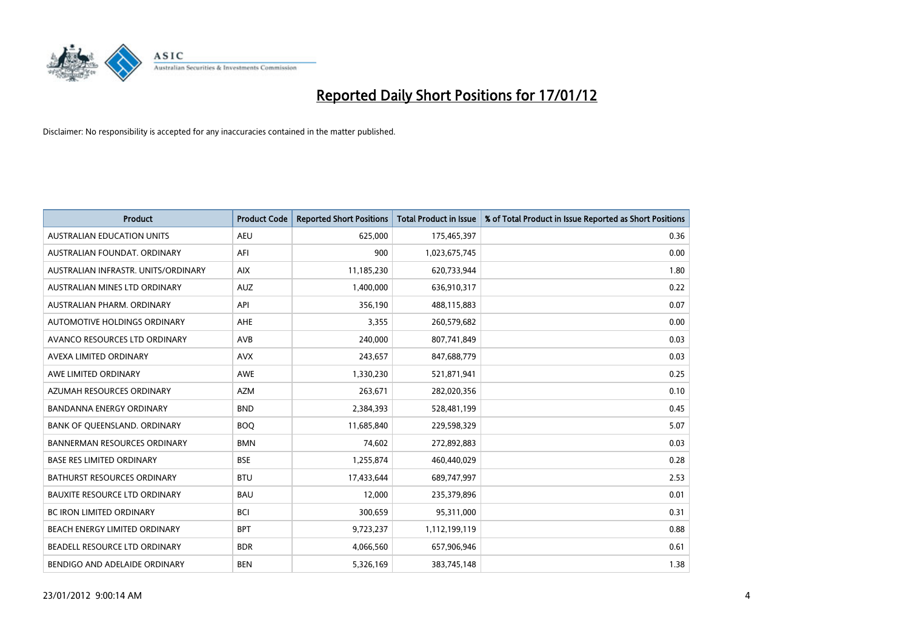# Reported Daily Short Positions for 17/01/12

Disclaimer: No responsibility is accepted for any inaccuracies contained in the matter published.

| Product | Product Code | Reported Short Positions | Total Product in Issue | % of Total Product in Issue Reported as Short Positions |
|---|---|---|---|---|
| AUSTRALIAN EDUCATION UNITS | AEU | 625,000 | 175,465,397 | 0.36 |
| AUSTRALIAN FOUNDAT. ORDINARY | AFI | 900 | 1,023,675,745 | 0.00 |
| AUSTRALIAN INFRASTR. UNITS/ORDINARY | AIX | 11,185,230 | 620,733,944 | 1.80 |
| AUSTRALIAN MINES LTD ORDINARY | AUZ | 1,400,000 | 636,910,317 | 0.22 |
| AUSTRALIAN PHARM. ORDINARY | API | 356,190 | 488,115,883 | 0.07 |
| AUTOMOTIVE HOLDINGS ORDINARY | AHE | 3,355 | 260,579,682 | 0.00 |
| AVANCO RESOURCES LTD ORDINARY | AVB | 240,000 | 807,741,849 | 0.03 |
| AVEXA LIMITED ORDINARY | AVX | 243,657 | 847,688,779 | 0.03 |
| AWE LIMITED ORDINARY | AWE | 1,330,230 | 521,871,941 | 0.25 |
| AZUMAH RESOURCES ORDINARY | AZM | 263,671 | 282,020,356 | 0.10 |
| BANDANNA ENERGY ORDINARY | BND | 2,384,393 | 528,481,199 | 0.45 |
| BANK OF QUEENSLAND. ORDINARY | BOQ | 11,685,840 | 229,598,329 | 5.07 |
| BANNERMAN RESOURCES ORDINARY | BMN | 74,602 | 272,892,883 | 0.03 |
| BASE RES LIMITED ORDINARY | BSE | 1,255,874 | 460,440,029 | 0.28 |
| BATHURST RESOURCES ORDINARY | BTU | 17,433,644 | 689,747,997 | 2.53 |
| BAUXITE RESOURCE LTD ORDINARY | BAU | 12,000 | 235,379,896 | 0.01 |
| BC IRON LIMITED ORDINARY | BCI | 300,659 | 95,311,000 | 0.31 |
| BEACH ENERGY LIMITED ORDINARY | BPT | 9,723,237 | 1,112,199,119 | 0.88 |
| BEADELL RESOURCE LTD ORDINARY | BDR | 4,066,560 | 657,906,946 | 0.61 |
| BENDIGO AND ADELAIDE ORDINARY | BEN | 5,326,169 | 383,745,148 | 1.38 |

23/01/2012 9:00:14 AM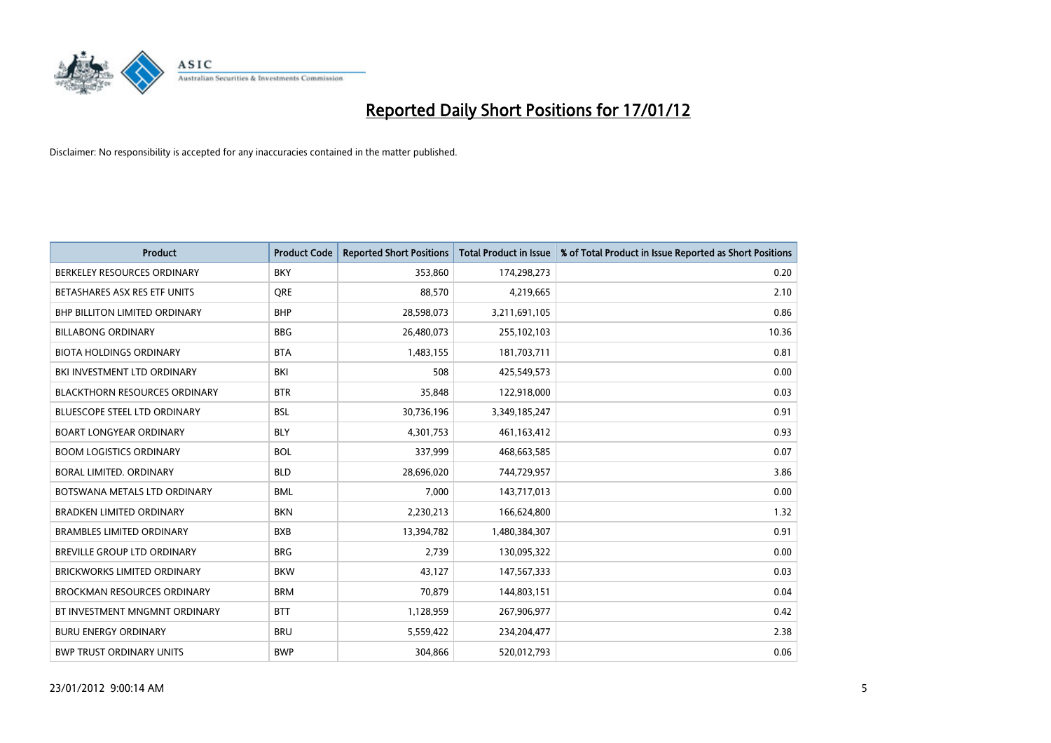# Reported Daily Short Positions for 17/01/12

Disclaimer: No responsibility is accepted for any inaccuracies contained in the matter published.

| Product | Product Code | Reported Short Positions | Total Product in Issue | % of Total Product in Issue Reported as Short Positions |
|---|---|---|---|---|
| BERKELEY RESOURCES ORDINARY | BKY | 353,860 | 174,298,273 | 0.20 |
| BETASHARES ASX RES ETF UNITS | QRE | 88,570 | 4,219,665 | 2.10 |
| BHP BILLITON LIMITED ORDINARY | BHP | 28,598,073 | 3,211,691,105 | 0.86 |
| BILLABONG ORDINARY | BBG | 26,480,073 | 255,102,103 | 10.36 |
| BIOTA HOLDINGS ORDINARY | BTA | 1,483,155 | 181,703,711 | 0.81 |
| BKI INVESTMENT LTD ORDINARY | BKI | 508 | 425,549,573 | 0.00 |
| BLACKTHORN RESOURCES ORDINARY | BTR | 35,848 | 122,918,000 | 0.03 |
| BLUESCOPE STEEL LTD ORDINARY | BSL | 30,736,196 | 3,349,185,247 | 0.91 |
| BOART LONGYEAR ORDINARY | BLY | 4,301,753 | 461,163,412 | 0.93 |
| BOOM LOGISTICS ORDINARY | BOL | 337,999 | 468,663,585 | 0.07 |
| BORAL LIMITED. ORDINARY | BLD | 28,696,020 | 744,729,957 | 3.86 |
| BOTSWANA METALS LTD ORDINARY | BML | 7,000 | 143,717,013 | 0.00 |
| BRADKEN LIMITED ORDINARY | BKN | 2,230,213 | 166,624,800 | 1.32 |
| BRAMBLES LIMITED ORDINARY | BXB | 13,394,782 | 1,480,384,307 | 0.91 |
| BREVILLE GROUP LTD ORDINARY | BRG | 2,739 | 130,095,322 | 0.00 |
| BRICKWORKS LIMITED ORDINARY | BKW | 43,127 | 147,567,333 | 0.03 |
| BROCKMAN RESOURCES ORDINARY | BRM | 70,879 | 144,803,151 | 0.04 |
| BT INVESTMENT MNGMNT ORDINARY | BTT | 1,128,959 | 267,906,977 | 0.42 |
| BURU ENERGY ORDINARY | BRU | 5,559,422 | 234,204,477 | 2.38 |
| BWP TRUST ORDINARY UNITS | BWP | 304,866 | 520,012,793 | 0.06 |

23/01/2012 9:00:14 AM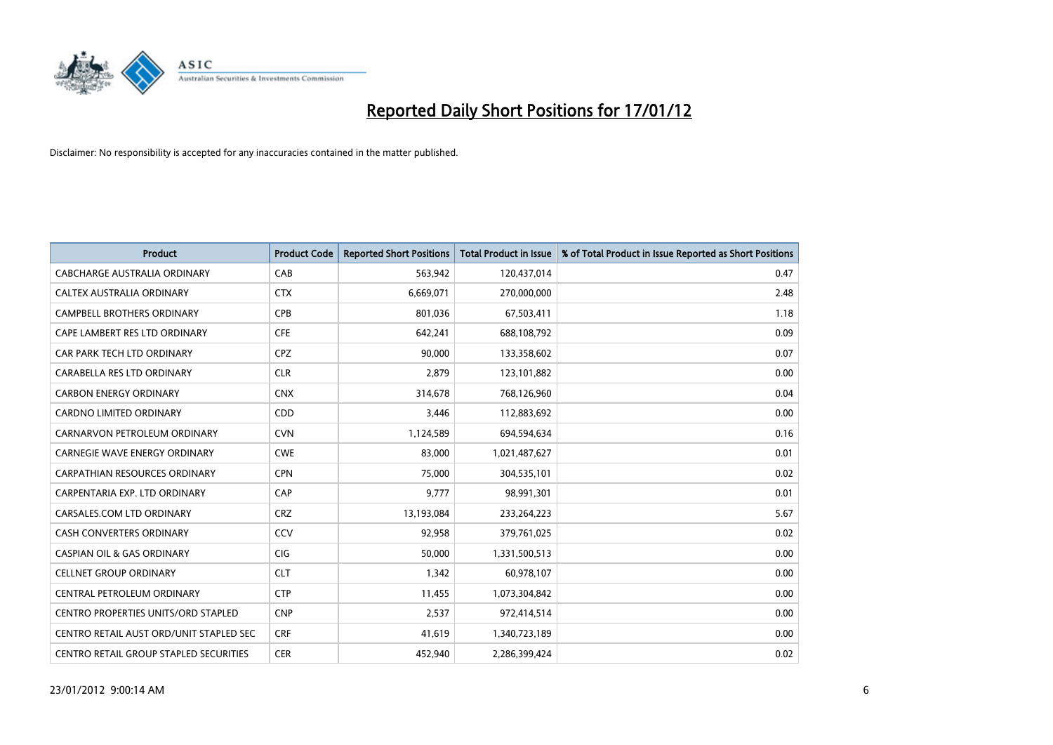# Reported Daily Short Positions for 17/01/12

Disclaimer: No responsibility is accepted for any inaccuracies contained in the matter published.

| Product | Product Code | Reported Short Positions | Total Product in Issue | % of Total Product in Issue Reported as Short Positions |
|---|---|---|---|---|
| CABCHARGE AUSTRALIA ORDINARY | CAB | 563,942 | 120,437,014 | 0.47 |
| CALTEX AUSTRALIA ORDINARY | CTX | 6,669,071 | 270,000,000 | 2.48 |
| CAMPBELL BROTHERS ORDINARY | CPB | 801,036 | 67,503,411 | 1.18 |
| CAPE LAMBERT RES LTD ORDINARY | CFE | 642,241 | 688,108,792 | 0.09 |
| CAR PARK TECH LTD ORDINARY | CPZ | 90,000 | 133,358,602 | 0.07 |
| CARABELLA RES LTD ORDINARY | CLR | 2,879 | 123,101,882 | 0.00 |
| CARBON ENERGY ORDINARY | CNX | 314,678 | 768,126,960 | 0.04 |
| CARDNO LIMITED ORDINARY | CDD | 3,446 | 112,883,692 | 0.00 |
| CARNARVON PETROLEUM ORDINARY | CVN | 1,124,589 | 694,594,634 | 0.16 |
| CARNEGIE WAVE ENERGY ORDINARY | CWE | 83,000 | 1,021,487,627 | 0.01 |
| CARPATHIAN RESOURCES ORDINARY | CPN | 75,000 | 304,535,101 | 0.02 |
| CARPENTARIA EXP. LTD ORDINARY | CAP | 9,777 | 98,991,301 | 0.01 |
| CARSALES.COM LTD ORDINARY | CRZ | 13,193,084 | 233,264,223 | 5.67 |
| CASH CONVERTERS ORDINARY | CCV | 92,958 | 379,761,025 | 0.02 |
| CASPIAN OIL & GAS ORDINARY | CIG | 50,000 | 1,331,500,513 | 0.00 |
| CELLNET GROUP ORDINARY | CLT | 1,342 | 60,978,107 | 0.00 |
| CENTRAL PETROLEUM ORDINARY | CTP | 11,455 | 1,073,304,842 | 0.00 |
| CENTRO PROPERTIES UNITS/ORD STAPLED | CNP | 2,537 | 972,414,514 | 0.00 |
| CENTRO RETAIL AUST ORD/UNIT STAPLED SEC | CRF | 41,619 | 1,340,723,189 | 0.00 |
| CENTRO RETAIL GROUP STAPLED SECURITIES | CER | 452,940 | 2,286,399,424 | 0.02 |

23/01/2012 9:00:14 AM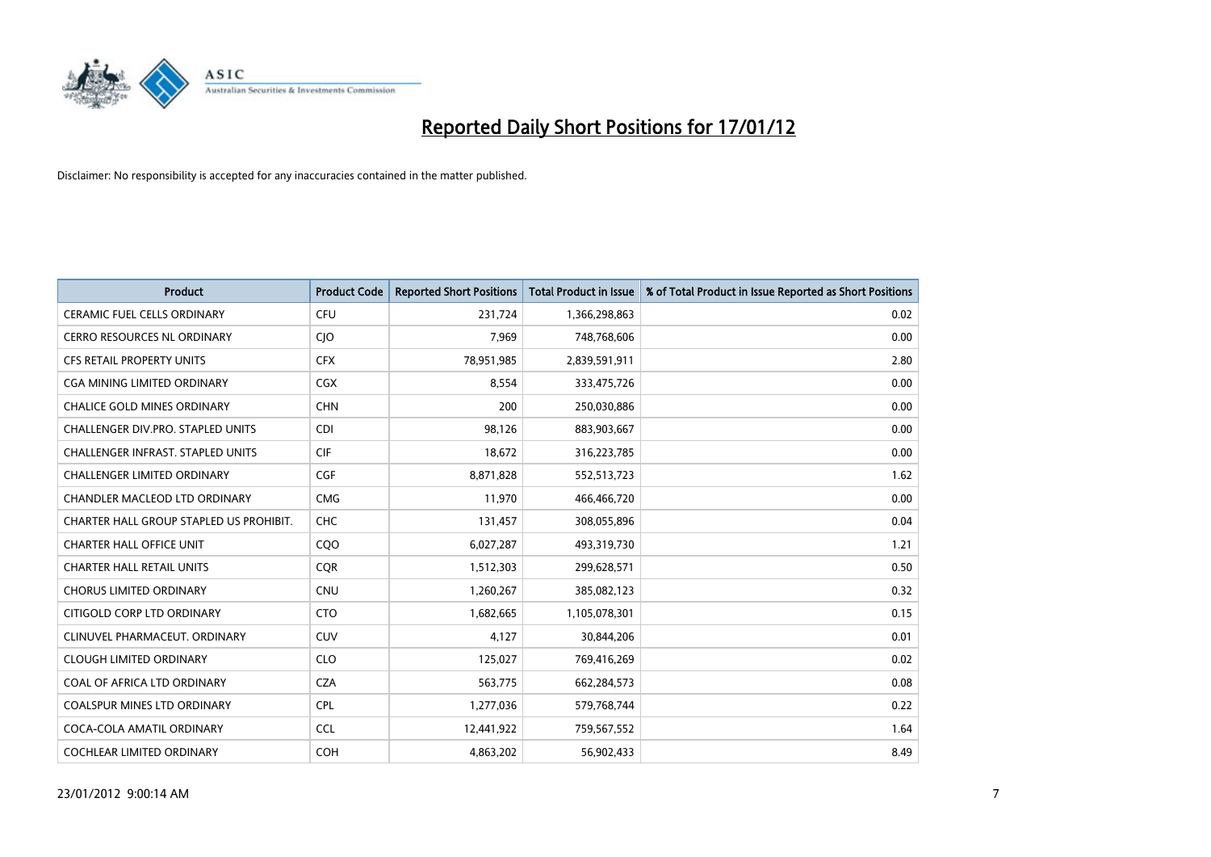# Reported Daily Short Positions for 17/01/12

Disclaimer: No responsibility is accepted for any inaccuracies contained in the matter published.

| Product | Product Code | Reported Short Positions | Total Product in Issue | % of Total Product in Issue Reported as Short Positions |
|---|---|---|---|---|
| CERAMIC FUEL CELLS ORDINARY | CFU | 231,724 | 1,366,298,863 | 0.02 |
| CERRO RESOURCES NL ORDINARY | CJO | 7,969 | 748,768,606 | 0.00 |
| CFS RETAIL PROPERTY UNITS | CFX | 78,951,985 | 2,839,591,911 | 2.80 |
| CGA MINING LIMITED ORDINARY | CGX | 8,554 | 333,475,726 | 0.00 |
| CHALICE GOLD MINES ORDINARY | CHN | 200 | 250,030,886 | 0.00 |
| CHALLENGER DIV.PRO. STAPLED UNITS | CDI | 98,126 | 883,903,667 | 0.00 |
| CHALLENGER INFRAST. STAPLED UNITS | CIF | 18,672 | 316,223,785 | 0.00 |
| CHALLENGER LIMITED ORDINARY | CGF | 8,871,828 | 552,513,723 | 1.62 |
| CHANDLER MACLEOD LTD ORDINARY | CMG | 11,970 | 466,466,720 | 0.00 |
| CHARTER HALL GROUP STAPLED US PROHIBIT. | CHC | 131,457 | 308,055,896 | 0.04 |
| CHARTER HALL OFFICE UNIT | CQO | 6,027,287 | 493,319,730 | 1.21 |
| CHARTER HALL RETAIL UNITS | CQR | 1,512,303 | 299,628,571 | 0.50 |
| CHORUS LIMITED ORDINARY | CNU | 1,260,267 | 385,082,123 | 0.32 |
| CITIGOLD CORP LTD ORDINARY | CTO | 1,682,665 | 1,105,078,301 | 0.15 |
| CLINUVEL PHARMACEUT. ORDINARY | CUV | 4,127 | 30,844,206 | 0.01 |
| CLOUGH LIMITED ORDINARY | CLO | 125,027 | 769,416,269 | 0.02 |
| COAL OF AFRICA LTD ORDINARY | CZA | 563,775 | 662,284,573 | 0.08 |
| COALSPUR MINES LTD ORDINARY | CPL | 1,277,036 | 579,768,744 | 0.22 |
| COCA-COLA AMATIL ORDINARY | CCL | 12,441,922 | 759,567,552 | 1.64 |
| COCHLEAR LIMITED ORDINARY | COH | 4,863,202 | 56,902,433 | 8.49 |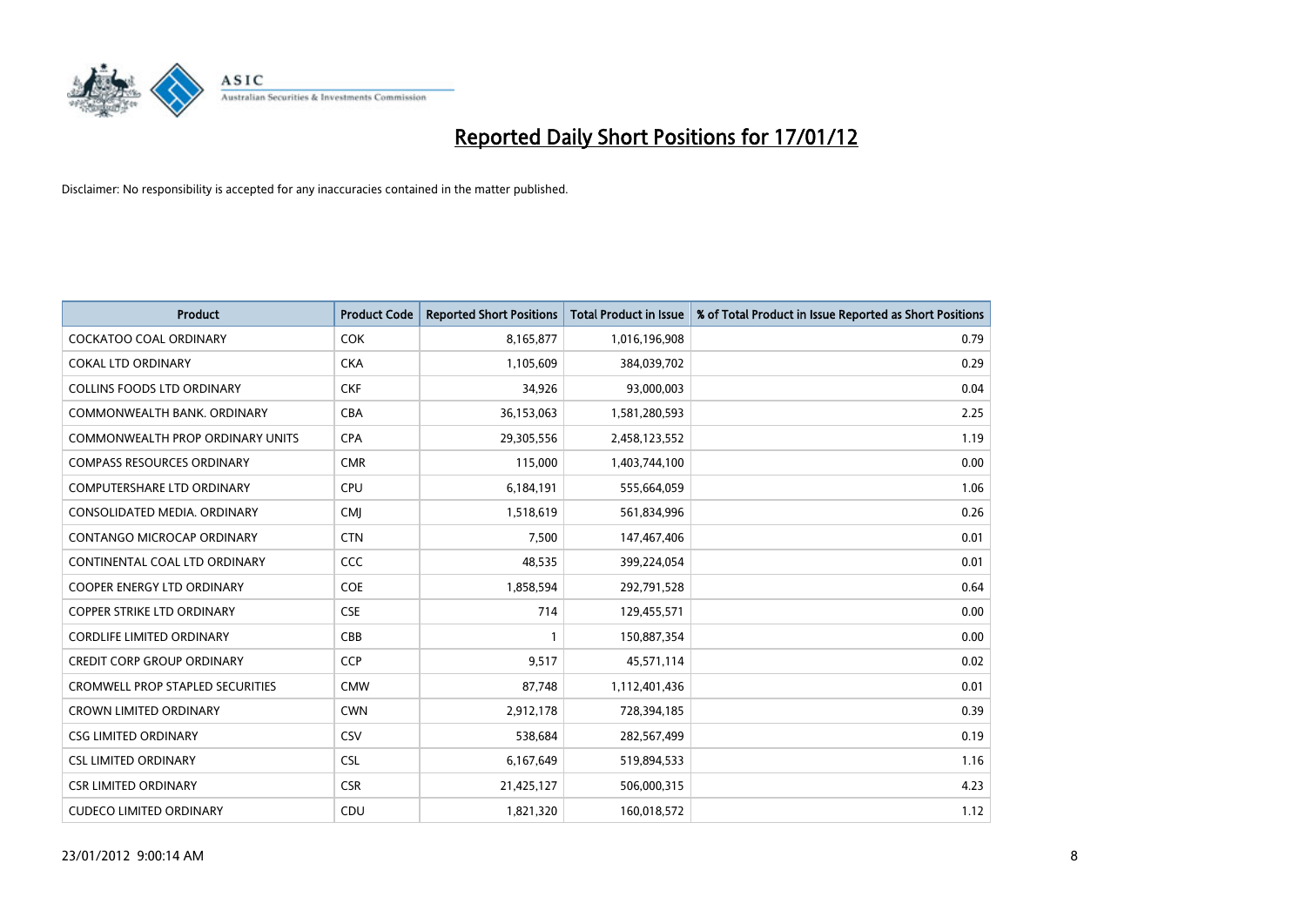# Reported Daily Short Positions for 17/01/12

Disclaimer: No responsibility is accepted for any inaccuracies contained in the matter published.

| Product | Product Code | Reported Short Positions | Total Product in Issue | % of Total Product in Issue Reported as Short Positions |
|---|---|---|---|---|
| COCKATOO COAL ORDINARY | COK | 8,165,877 | 1,016,196,908 | 0.79 |
| COKAL LTD ORDINARY | CKA | 1,105,609 | 384,039,702 | 0.29 |
| COLLINS FOODS LTD ORDINARY | CKF | 34,926 | 93,000,003 | 0.04 |
| COMMONWEALTH BANK. ORDINARY | CBA | 36,153,063 | 1,581,280,593 | 2.25 |
| COMMONWEALTH PROP ORDINARY UNITS | CPA | 29,305,556 | 2,458,123,552 | 1.19 |
| COMPASS RESOURCES ORDINARY | CMR | 115,000 | 1,403,744,100 | 0.00 |
| COMPUTERSHARE LTD ORDINARY | CPU | 6,184,191 | 555,664,059 | 1.06 |
| CONSOLIDATED MEDIA. ORDINARY | CMJ | 1,518,619 | 561,834,996 | 0.26 |
| CONTANGO MICROCAP ORDINARY | CTN | 7,500 | 147,467,406 | 0.01 |
| CONTINENTAL COAL LTD ORDINARY | CCC | 48,535 | 399,224,054 | 0.01 |
| COOPER ENERGY LTD ORDINARY | COE | 1,858,594 | 292,791,528 | 0.64 |
| COPPER STRIKE LTD ORDINARY | CSE | 714 | 129,455,571 | 0.00 |
| CORDLIFE LIMITED ORDINARY | CBB | 1 | 150,887,354 | 0.00 |
| CREDIT CORP GROUP ORDINARY | CCP | 9,517 | 45,571,114 | 0.02 |
| CROMWELL PROP STAPLED SECURITIES | CMW | 87,748 | 1,112,401,436 | 0.01 |
| CROWN LIMITED ORDINARY | CWN | 2,912,178 | 728,394,185 | 0.39 |
| CSG LIMITED ORDINARY | CSV | 538,684 | 282,567,499 | 0.19 |
| CSL LIMITED ORDINARY | CSL | 6,167,649 | 519,894,533 | 1.16 |
| CSR LIMITED ORDINARY | CSR | 21,425,127 | 506,000,315 | 4.23 |
| CUDECO LIMITED ORDINARY | CDU | 1,821,320 | 160,018,572 | 1.12 |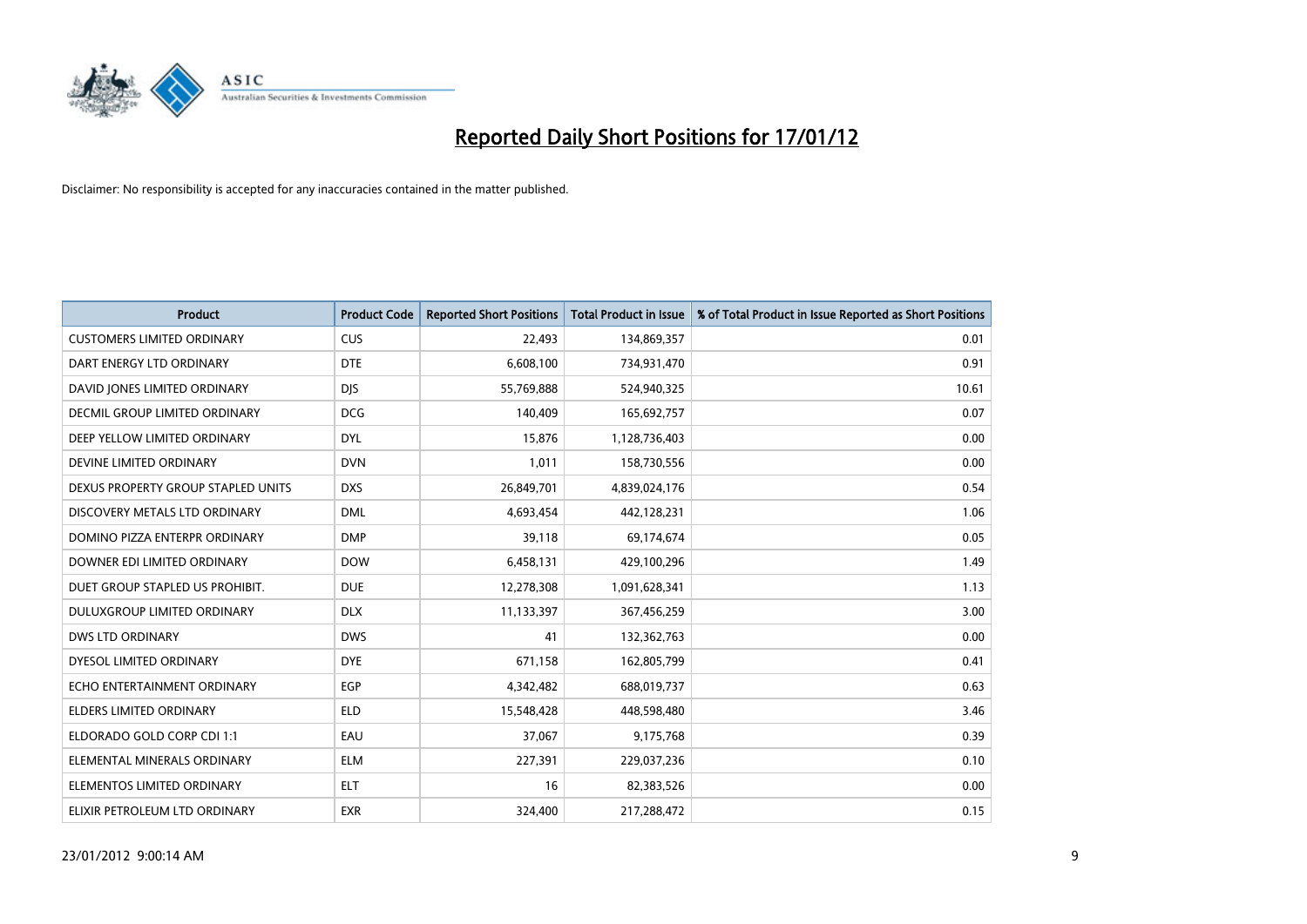# Reported Daily Short Positions for 17/01/12

Disclaimer: No responsibility is accepted for any inaccuracies contained in the matter published.

| Product | Product Code | Reported Short Positions | Total Product in Issue | % of Total Product in Issue Reported as Short Positions |
|---|---|---|---|---|
| CUSTOMERS LIMITED ORDINARY | CUS | 22,493 | 134,869,357 | 0.01 |
| DART ENERGY LTD ORDINARY | DTE | 6,608,100 | 734,931,470 | 0.91 |
| DAVID JONES LIMITED ORDINARY | DJS | 55,769,888 | 524,940,325 | 10.61 |
| DECMIL GROUP LIMITED ORDINARY | DCG | 140,409 | 165,692,757 | 0.07 |
| DEEP YELLOW LIMITED ORDINARY | DYL | 15,876 | 1,128,736,403 | 0.00 |
| DEVINE LIMITED ORDINARY | DVN | 1,011 | 158,730,556 | 0.00 |
| DEXUS PROPERTY GROUP STAPLED UNITS | DXS | 26,849,701 | 4,839,024,176 | 0.54 |
| DISCOVERY METALS LTD ORDINARY | DML | 4,693,454 | 442,128,231 | 1.06 |
| DOMINO PIZZA ENTERPR ORDINARY | DMP | 39,118 | 69,174,674 | 0.05 |
| DOWNER EDI LIMITED ORDINARY | DOW | 6,458,131 | 429,100,296 | 1.49 |
| DUET GROUP STAPLED US PROHIBIT. | DUE | 12,278,308 | 1,091,628,341 | 1.13 |
| DULUXGROUP LIMITED ORDINARY | DLX | 11,133,397 | 367,456,259 | 3.00 |
| DWS LTD ORDINARY | DWS | 41 | 132,362,763 | 0.00 |
| DYESOL LIMITED ORDINARY | DYE | 671,158 | 162,805,799 | 0.41 |
| ECHO ENTERTAINMENT ORDINARY | EGP | 4,342,482 | 688,019,737 | 0.63 |
| ELDERS LIMITED ORDINARY | ELD | 15,548,428 | 448,598,480 | 3.46 |
| ELDORADO GOLD CORP CDI 1:1 | EAU | 37,067 | 9,175,768 | 0.39 |
| ELEMENTAL MINERALS ORDINARY | ELM | 227,391 | 229,037,236 | 0.10 |
| ELEMENTOS LIMITED ORDINARY | ELT | 16 | 82,383,526 | 0.00 |
| ELIXIR PETROLEUM LTD ORDINARY | EXR | 324,400 | 217,288,472 | 0.15 |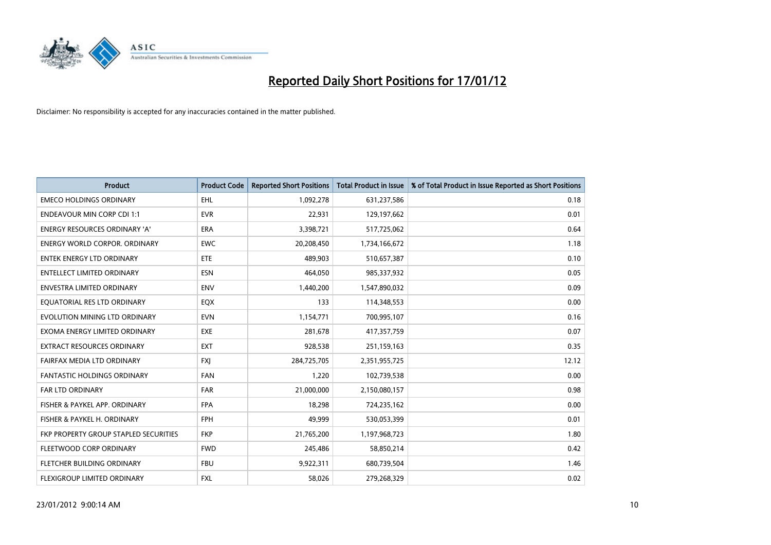# Reported Daily Short Positions for 17/01/12

Disclaimer: No responsibility is accepted for any inaccuracies contained in the matter published.

| Product | Product Code | Reported Short Positions | Total Product in Issue | % of Total Product in Issue Reported as Short Positions |
|---|---|---|---|---|
| EMECO HOLDINGS ORDINARY | EHL | 1,092,278 | 631,237,586 | 0.18 |
| ENDEAVOUR MIN CORP CDI 1:1 | EVR | 22,931 | 129,197,662 | 0.01 |
| ENERGY RESOURCES ORDINARY 'A' | ERA | 3,398,721 | 517,725,062 | 0.64 |
| ENERGY WORLD CORPOR. ORDINARY | EWC | 20,208,450 | 1,734,166,672 | 1.18 |
| ENTEK ENERGY LTD ORDINARY | ETE | 489,903 | 510,657,387 | 0.10 |
| ENTELLECT LIMITED ORDINARY | ESN | 464,050 | 985,337,932 | 0.05 |
| ENVESTRA LIMITED ORDINARY | ENV | 1,440,200 | 1,547,890,032 | 0.09 |
| EQUATORIAL RES LTD ORDINARY | EQX | 133 | 114,348,553 | 0.00 |
| EVOLUTION MINING LTD ORDINARY | EVN | 1,154,771 | 700,995,107 | 0.16 |
| EXOMA ENERGY LIMITED ORDINARY | EXE | 281,678 | 417,357,759 | 0.07 |
| EXTRACT RESOURCES ORDINARY | EXT | 928,538 | 251,159,163 | 0.35 |
| FAIRFAX MEDIA LTD ORDINARY | FXJ | 284,725,705 | 2,351,955,725 | 12.12 |
| FANTASTIC HOLDINGS ORDINARY | FAN | 1,220 | 102,739,538 | 0.00 |
| FAR LTD ORDINARY | FAR | 21,000,000 | 2,150,080,157 | 0.98 |
| FISHER & PAYKEL APP. ORDINARY | FPA | 18,298 | 724,235,162 | 0.00 |
| FISHER & PAYKEL H. ORDINARY | FPH | 49,999 | 530,053,399 | 0.01 |
| FKP PROPERTY GROUP STAPLED SECURITIES | FKP | 21,765,200 | 1,197,968,723 | 1.80 |
| FLEETWOOD CORP ORDINARY | FWD | 245,486 | 58,850,214 | 0.42 |
| FLETCHER BUILDING ORDINARY | FBU | 9,922,311 | 680,739,504 | 1.46 |
| FLEXIGROUP LIMITED ORDINARY | FXL | 58,026 | 279,268,329 | 0.02 |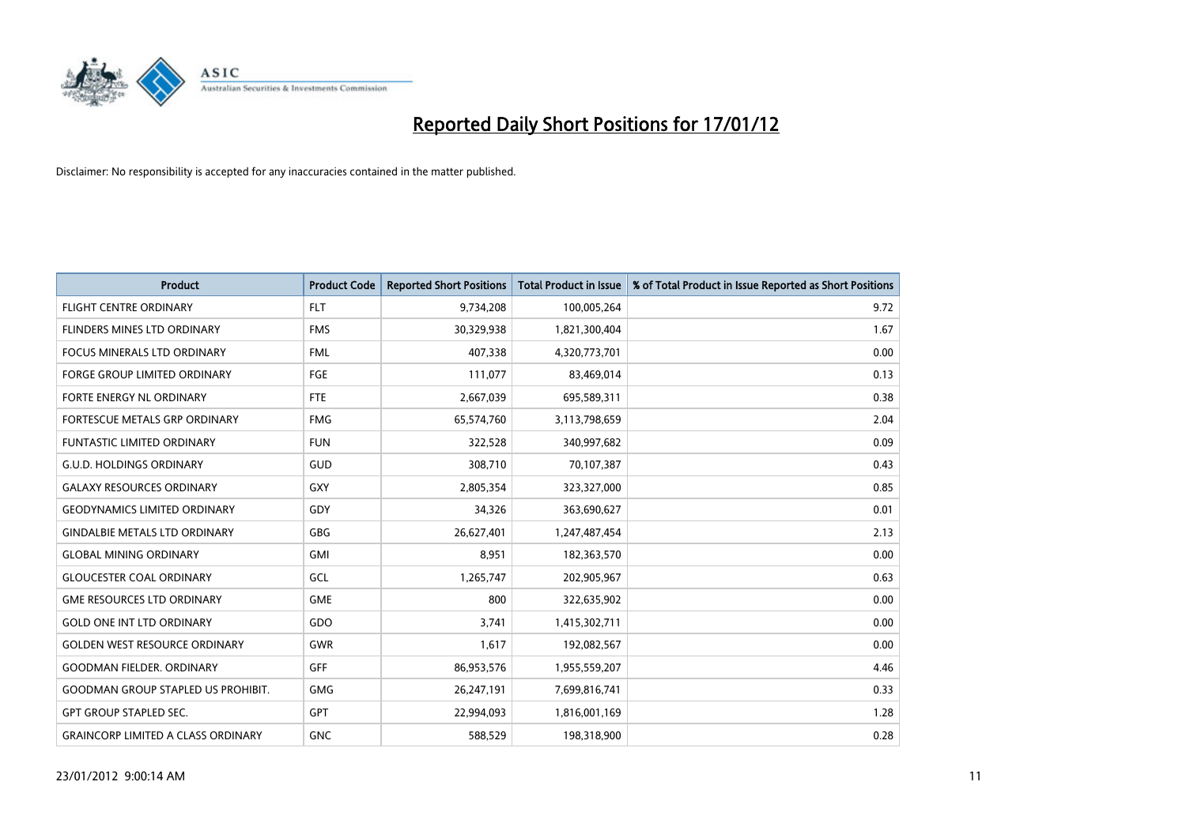# Reported Daily Short Positions for 17/01/12

Disclaimer: No responsibility is accepted for any inaccuracies contained in the matter published.

| Product | Product Code | Reported Short Positions | Total Product in Issue | % of Total Product in Issue Reported as Short Positions |
|---|---|---|---|---|
| FLIGHT CENTRE ORDINARY | FLT | 9,734,208 | 100,005,264 | 9.72 |
| FLINDERS MINES LTD ORDINARY | FMS | 30,329,938 | 1,821,300,404 | 1.67 |
| FOCUS MINERALS LTD ORDINARY | FML | 407,338 | 4,320,773,701 | 0.00 |
| FORGE GROUP LIMITED ORDINARY | FGE | 111,077 | 83,469,014 | 0.13 |
| FORTE ENERGY NL ORDINARY | FTE | 2,667,039 | 695,589,311 | 0.38 |
| FORTESCUE METALS GRP ORDINARY | FMG | 65,574,760 | 3,113,798,659 | 2.04 |
| FUNTASTIC LIMITED ORDINARY | FUN | 322,528 | 340,997,682 | 0.09 |
| G.U.D. HOLDINGS ORDINARY | GUD | 308,710 | 70,107,387 | 0.43 |
| GALAXY RESOURCES ORDINARY | GXY | 2,805,354 | 323,327,000 | 0.85 |
| GEODYNAMICS LIMITED ORDINARY | GDY | 34,326 | 363,690,627 | 0.01 |
| GINDALBIE METALS LTD ORDINARY | GBG | 26,627,401 | 1,247,487,454 | 2.13 |
| GLOBAL MINING ORDINARY | GMI | 8,951 | 182,363,570 | 0.00 |
| GLOUCESTER COAL ORDINARY | GCL | 1,265,747 | 202,905,967 | 0.63 |
| GME RESOURCES LTD ORDINARY | GME | 800 | 322,635,902 | 0.00 |
| GOLD ONE INT LTD ORDINARY | GDO | 3,741 | 1,415,302,711 | 0.00 |
| GOLDEN WEST RESOURCE ORDINARY | GWR | 1,617 | 192,082,567 | 0.00 |
| GOODMAN FIELDER. ORDINARY | GFF | 86,953,576 | 1,955,559,207 | 4.46 |
| GOODMAN GROUP STAPLED US PROHIBIT. | GMG | 26,247,191 | 7,699,816,741 | 0.33 |
| GPT GROUP STAPLED SEC. | GPT | 22,994,093 | 1,816,001,169 | 1.28 |
| GRAINCORP LIMITED A CLASS ORDINARY | GNC | 588,529 | 198,318,900 | 0.28 |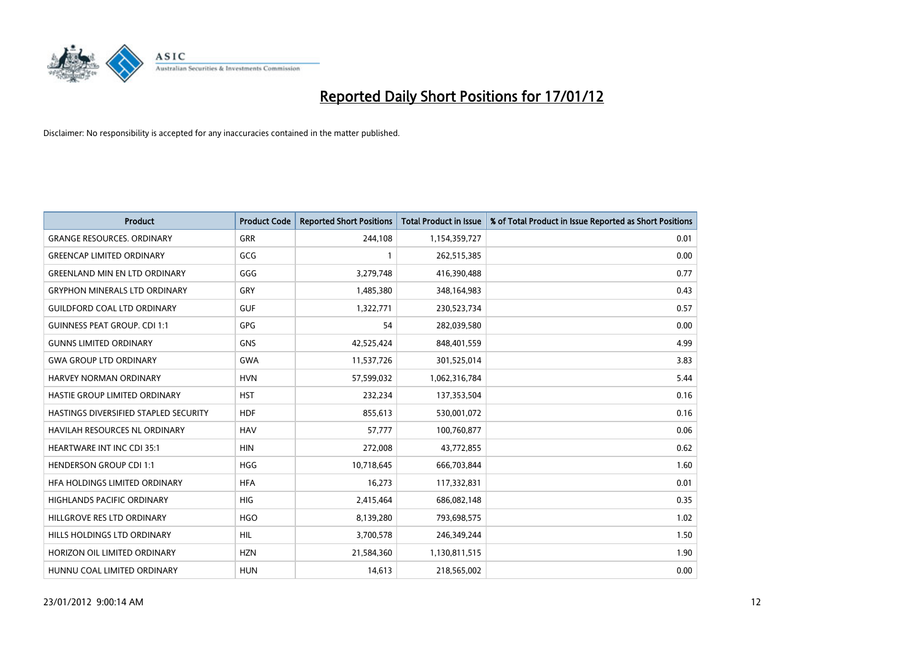# Reported Daily Short Positions for 17/01/12

Disclaimer: No responsibility is accepted for any inaccuracies contained in the matter published.

| Product | Product Code | Reported Short Positions | Total Product in Issue | % of Total Product in Issue Reported as Short Positions |
|---|---|---|---|---|
| GRANGE RESOURCES. ORDINARY | GRR | 244,108 | 1,154,359,727 | 0.01 |
| GREENCAP LIMITED ORDINARY | GCG | 1 | 262,515,385 | 0.00 |
| GREENLAND MIN EN LTD ORDINARY | GGG | 3,279,748 | 416,390,488 | 0.77 |
| GRYPHON MINERALS LTD ORDINARY | GRY | 1,485,380 | 348,164,983 | 0.43 |
| GUILDFORD COAL LTD ORDINARY | GUF | 1,322,771 | 230,523,734 | 0.57 |
| GUINNESS PEAT GROUP. CDI 1:1 | GPG | 54 | 282,039,580 | 0.00 |
| GUNNS LIMITED ORDINARY | GNS | 42,525,424 | 848,401,559 | 4.99 |
| GWA GROUP LTD ORDINARY | GWA | 11,537,726 | 301,525,014 | 3.83 |
| HARVEY NORMAN ORDINARY | HVN | 57,599,032 | 1,062,316,784 | 5.44 |
| HASTIE GROUP LIMITED ORDINARY | HST | 232,234 | 137,353,504 | 0.16 |
| HASTINGS DIVERSIFIED STAPLED SECURITY | HDF | 855,613 | 530,001,072 | 0.16 |
| HAVILAH RESOURCES NL ORDINARY | HAV | 57,777 | 100,760,877 | 0.06 |
| HEARTWARE INT INC CDI 35:1 | HIN | 272,008 | 43,772,855 | 0.62 |
| HENDERSON GROUP CDI 1:1 | HGG | 10,718,645 | 666,703,844 | 1.60 |
| HFA HOLDINGS LIMITED ORDINARY | HFA | 16,273 | 117,332,831 | 0.01 |
| HIGHLANDS PACIFIC ORDINARY | HIG | 2,415,464 | 686,082,148 | 0.35 |
| HILLGROVE RES LTD ORDINARY | HGO | 8,139,280 | 793,698,575 | 1.02 |
| HILLS HOLDINGS LTD ORDINARY | HIL | 3,700,578 | 246,349,244 | 1.50 |
| HORIZON OIL LIMITED ORDINARY | HZN | 21,584,360 | 1,130,811,515 | 1.90 |
| HUNNU COAL LIMITED ORDINARY | HUN | 14,613 | 218,565,002 | 0.00 |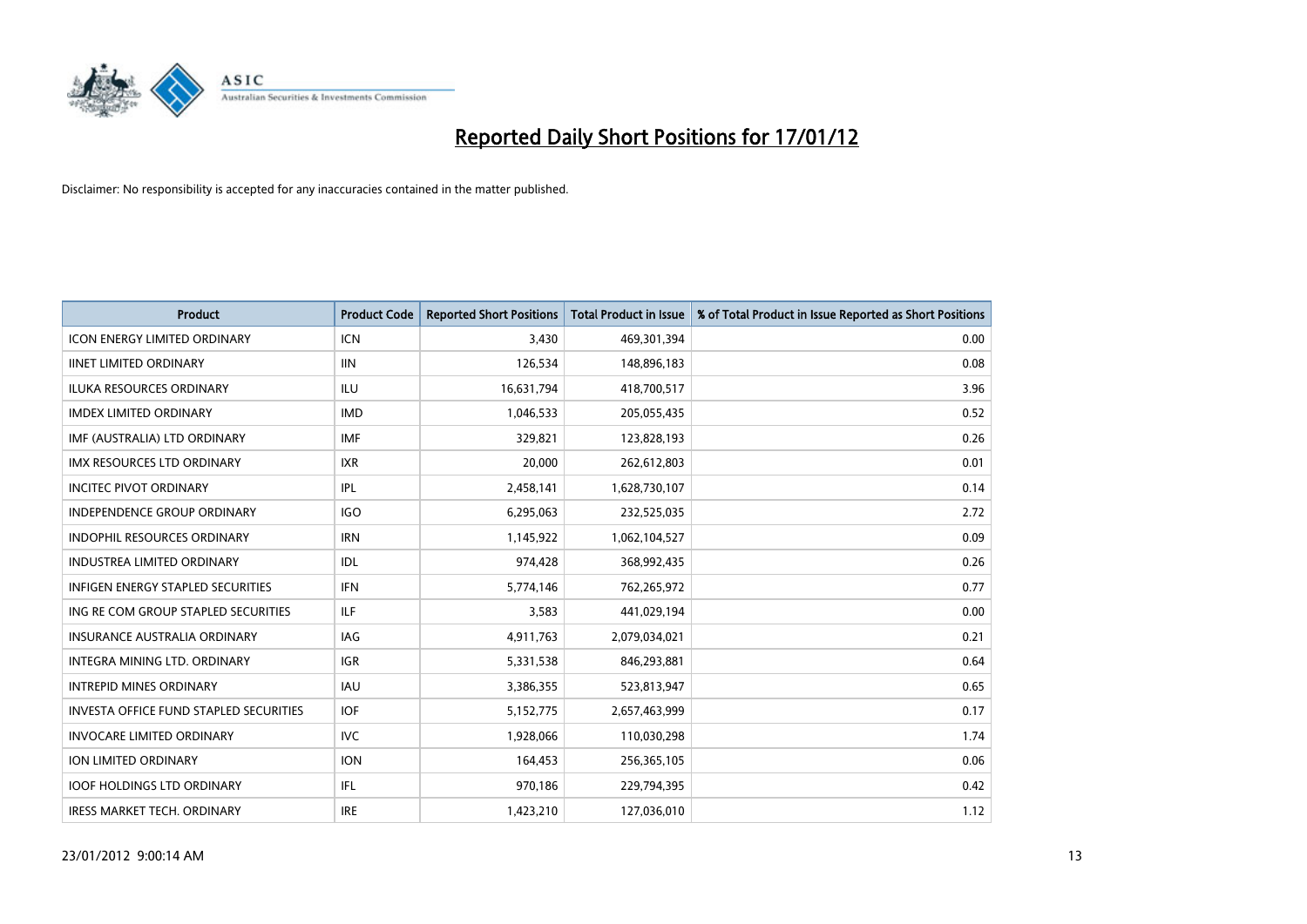# Reported Daily Short Positions for 17/01/12

Disclaimer: No responsibility is accepted for any inaccuracies contained in the matter published.

| Product | Product Code | Reported Short Positions | Total Product in Issue | % of Total Product in Issue Reported as Short Positions |
|---|---|---|---|---|
| ICON ENERGY LIMITED ORDINARY | ICN | 3,430 | 469,301,394 | 0.00 |
| IINET LIMITED ORDINARY | IIN | 126,534 | 148,896,183 | 0.08 |
| ILUKA RESOURCES ORDINARY | ILU | 16,631,794 | 418,700,517 | 3.96 |
| IMDEX LIMITED ORDINARY | IMD | 1,046,533 | 205,055,435 | 0.52 |
| IMF (AUSTRALIA) LTD ORDINARY | IMF | 329,821 | 123,828,193 | 0.26 |
| IMX RESOURCES LTD ORDINARY | IXR | 20,000 | 262,612,803 | 0.01 |
| INCITEC PIVOT ORDINARY | IPL | 2,458,141 | 1,628,730,107 | 0.14 |
| INDEPENDENCE GROUP ORDINARY | IGO | 6,295,063 | 232,525,035 | 2.72 |
| INDOPHIL RESOURCES ORDINARY | IRN | 1,145,922 | 1,062,104,527 | 0.09 |
| INDUSTREA LIMITED ORDINARY | IDL | 974,428 | 368,992,435 | 0.26 |
| INFIGEN ENERGY STAPLED SECURITIES | IFN | 5,774,146 | 762,265,972 | 0.77 |
| ING RE COM GROUP STAPLED SECURITIES | ILF | 3,583 | 441,029,194 | 0.00 |
| INSURANCE AUSTRALIA ORDINARY | IAG | 4,911,763 | 2,079,034,021 | 0.21 |
| INTEGRA MINING LTD. ORDINARY | IGR | 5,331,538 | 846,293,881 | 0.64 |
| INTREPID MINES ORDINARY | IAU | 3,386,355 | 523,813,947 | 0.65 |
| INVESTA OFFICE FUND STAPLED SECURITIES | IOF | 5,152,775 | 2,657,463,999 | 0.17 |
| INVOCARE LIMITED ORDINARY | IVC | 1,928,066 | 110,030,298 | 1.74 |
| ION LIMITED ORDINARY | ION | 164,453 | 256,365,105 | 0.06 |
| IOOF HOLDINGS LTD ORDINARY | IFL | 970,186 | 229,794,395 | 0.42 |
| IRESS MARKET TECH. ORDINARY | IRE | 1,423,210 | 127,036,010 | 1.12 |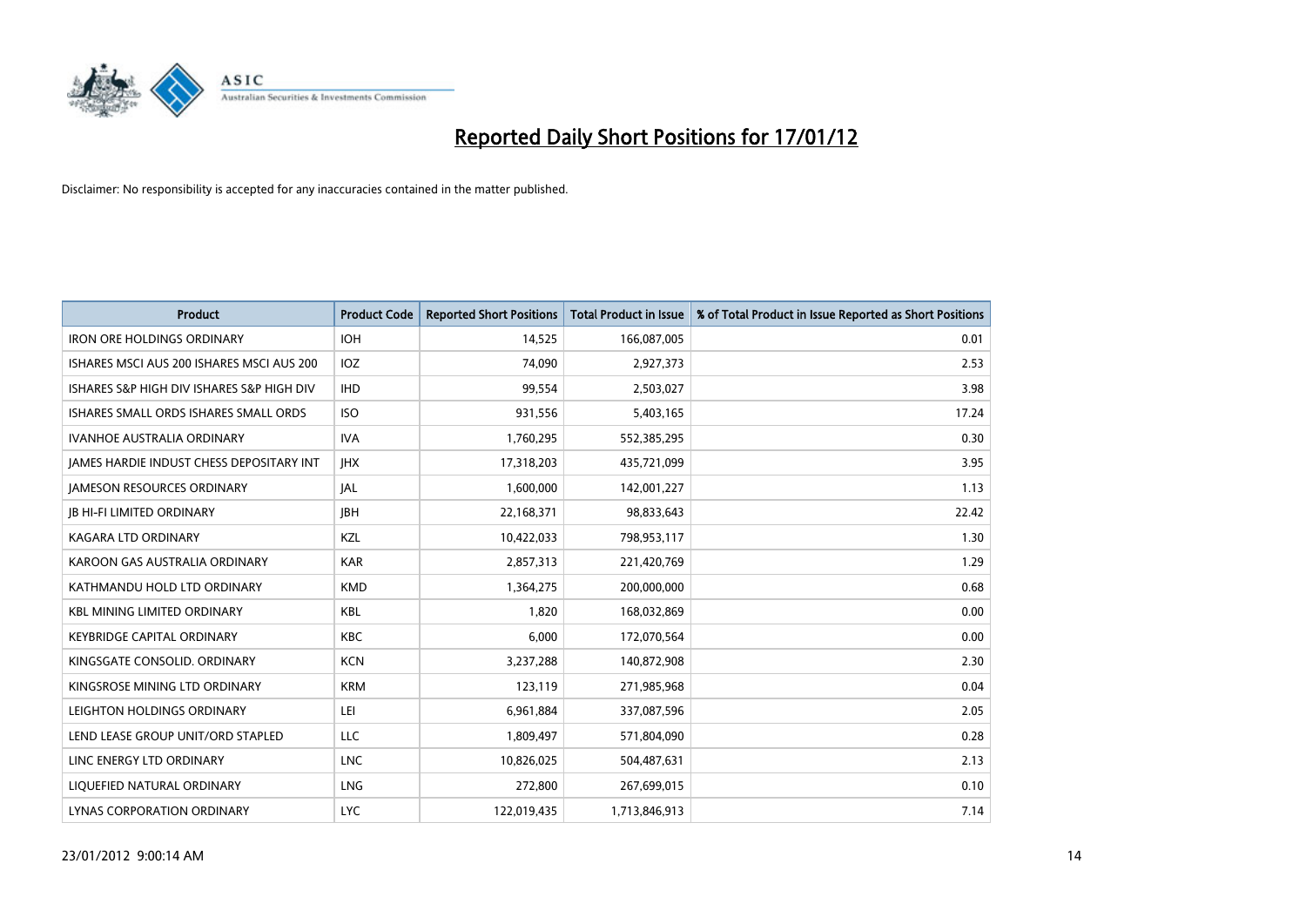# Reported Daily Short Positions for 17/01/12

Disclaimer: No responsibility is accepted for any inaccuracies contained in the matter published.

| Product | Product Code | Reported Short Positions | Total Product in Issue | % of Total Product in Issue Reported as Short Positions |
|---|---|---|---|---|
| IRON ORE HOLDINGS ORDINARY | IOH | 14,525 | 166,087,005 | 0.01 |
| ISHARES MSCI AUS 200 ISHARES MSCI AUS 200 | IOZ | 74,090 | 2,927,373 | 2.53 |
| ISHARES S&P HIGH DIV ISHARES S&P HIGH DIV | IHD | 99,554 | 2,503,027 | 3.98 |
| ISHARES SMALL ORDS ISHARES SMALL ORDS | ISO | 931,556 | 5,403,165 | 17.24 |
| IVANHOE AUSTRALIA ORDINARY | IVA | 1,760,295 | 552,385,295 | 0.30 |
| JAMES HARDIE INDUST CHESS DEPOSITARY INT | JHX | 17,318,203 | 435,721,099 | 3.95 |
| JAMESON RESOURCES ORDINARY | JAL | 1,600,000 | 142,001,227 | 1.13 |
| JB HI-FI LIMITED ORDINARY | JBH | 22,168,371 | 98,833,643 | 22.42 |
| KAGARA LTD ORDINARY | KZL | 10,422,033 | 798,953,117 | 1.30 |
| KAROON GAS AUSTRALIA ORDINARY | KAR | 2,857,313 | 221,420,769 | 1.29 |
| KATHMANDU HOLD LTD ORDINARY | KMD | 1,364,275 | 200,000,000 | 0.68 |
| KBL MINING LIMITED ORDINARY | KBL | 1,820 | 168,032,869 | 0.00 |
| KEYBRIDGE CAPITAL ORDINARY | KBC | 6,000 | 172,070,564 | 0.00 |
| KINGSGATE CONSOLID. ORDINARY | KCN | 3,237,288 | 140,872,908 | 2.30 |
| KINGSROSE MINING LTD ORDINARY | KRM | 123,119 | 271,985,968 | 0.04 |
| LEIGHTON HOLDINGS ORDINARY | LEI | 6,961,884 | 337,087,596 | 2.05 |
| LEND LEASE GROUP UNIT/ORD STAPLED | LLC | 1,809,497 | 571,804,090 | 0.28 |
| LINC ENERGY LTD ORDINARY | LNC | 10,826,025 | 504,487,631 | 2.13 |
| LIQUEFIED NATURAL ORDINARY | LNG | 272,800 | 267,699,015 | 0.10 |
| LYNAS CORPORATION ORDINARY | LYC | 122,019,435 | 1,713,846,913 | 7.14 |

23/01/2012 9:00:14 AM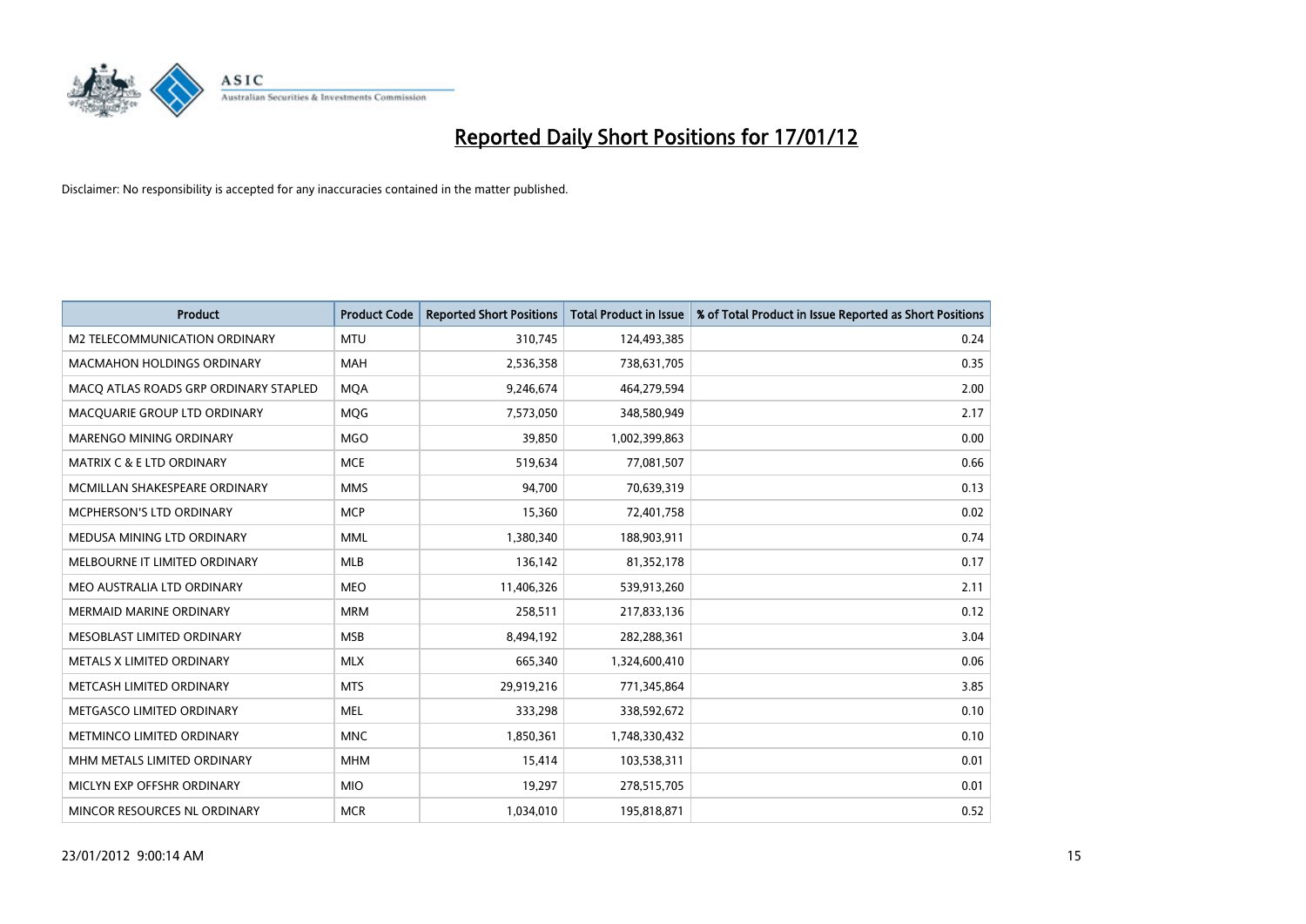# Reported Daily Short Positions for 17/01/12

Disclaimer: No responsibility is accepted for any inaccuracies contained in the matter published.

| Product | Product Code | Reported Short Positions | Total Product in Issue | % of Total Product in Issue Reported as Short Positions |
|---|---|---|---|---|
| M2 TELECOMMUNICATION ORDINARY | MTU | 310,745 | 124,493,385 | 0.24 |
| MACMAHON HOLDINGS ORDINARY | MAH | 2,536,358 | 738,631,705 | 0.35 |
| MACQ ATLAS ROADS GRP ORDINARY STAPLED | MQA | 9,246,674 | 464,279,594 | 2.00 |
| MACQUARIE GROUP LTD ORDINARY | MQG | 7,573,050 | 348,580,949 | 2.17 |
| MARENGO MINING ORDINARY | MGO | 39,850 | 1,002,399,863 | 0.00 |
| MATRIX C & E LTD ORDINARY | MCE | 519,634 | 77,081,507 | 0.66 |
| MCMILLAN SHAKESPEARE ORDINARY | MMS | 94,700 | 70,639,319 | 0.13 |
| MCPHERSON'S LTD ORDINARY | MCP | 15,360 | 72,401,758 | 0.02 |
| MEDUSA MINING LTD ORDINARY | MML | 1,380,340 | 188,903,911 | 0.74 |
| MELBOURNE IT LIMITED ORDINARY | MLB | 136,142 | 81,352,178 | 0.17 |
| MEO AUSTRALIA LTD ORDINARY | MEO | 11,406,326 | 539,913,260 | 2.11 |
| MERMAID MARINE ORDINARY | MRM | 258,511 | 217,833,136 | 0.12 |
| MESOBLAST LIMITED ORDINARY | MSB | 8,494,192 | 282,288,361 | 3.04 |
| METALS X LIMITED ORDINARY | MLX | 665,340 | 1,324,600,410 | 0.06 |
| METCASH LIMITED ORDINARY | MTS | 29,919,216 | 771,345,864 | 3.85 |
| METGASCO LIMITED ORDINARY | MEL | 333,298 | 338,592,672 | 0.10 |
| METMINCO LIMITED ORDINARY | MNC | 1,850,361 | 1,748,330,432 | 0.10 |
| MHM METALS LIMITED ORDINARY | MHM | 15,414 | 103,538,311 | 0.01 |
| MICLYN EXP OFFSHR ORDINARY | MIO | 19,297 | 278,515,705 | 0.01 |
| MINCOR RESOURCES NL ORDINARY | MCR | 1,034,010 | 195,818,871 | 0.52 |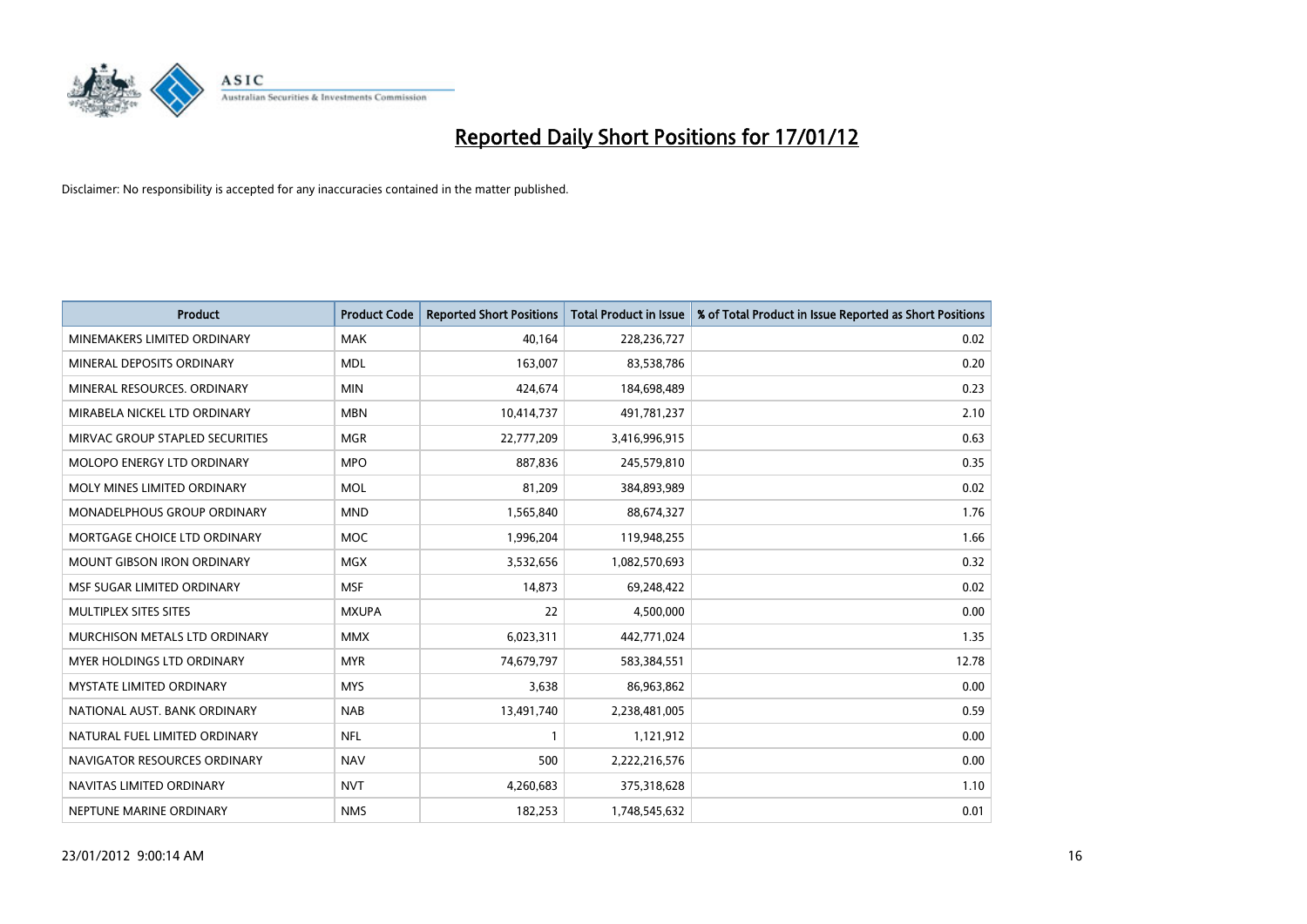# Reported Daily Short Positions for 17/01/12

Disclaimer: No responsibility is accepted for any inaccuracies contained in the matter published.

| Product | Product Code | Reported Short Positions | Total Product in Issue | % of Total Product in Issue Reported as Short Positions |
|---|---|---|---|---|
| MINEMAKERS LIMITED ORDINARY | MAK | 40,164 | 228,236,727 | 0.02 |
| MINERAL DEPOSITS ORDINARY | MDL | 163,007 | 83,538,786 | 0.20 |
| MINERAL RESOURCES. ORDINARY | MIN | 424,674 | 184,698,489 | 0.23 |
| MIRABELA NICKEL LTD ORDINARY | MBN | 10,414,737 | 491,781,237 | 2.10 |
| MIRVAC GROUP STAPLED SECURITIES | MGR | 22,777,209 | 3,416,996,915 | 0.63 |
| MOLOPO ENERGY LTD ORDINARY | MPO | 887,836 | 245,579,810 | 0.35 |
| MOLY MINES LIMITED ORDINARY | MOL | 81,209 | 384,893,989 | 0.02 |
| MONADELPHOUS GROUP ORDINARY | MND | 1,565,840 | 88,674,327 | 1.76 |
| MORTGAGE CHOICE LTD ORDINARY | MOC | 1,996,204 | 119,948,255 | 1.66 |
| MOUNT GIBSON IRON ORDINARY | MGX | 3,532,656 | 1,082,570,693 | 0.32 |
| MSF SUGAR LIMITED ORDINARY | MSF | 14,873 | 69,248,422 | 0.02 |
| MULTIPLEX SITES SITES | MXUPA | 22 | 4,500,000 | 0.00 |
| MURCHISON METALS LTD ORDINARY | MMX | 6,023,311 | 442,771,024 | 1.35 |
| MYER HOLDINGS LTD ORDINARY | MYR | 74,679,797 | 583,384,551 | 12.78 |
| MYSTATE LIMITED ORDINARY | MYS | 3,638 | 86,963,862 | 0.00 |
| NATIONAL AUST. BANK ORDINARY | NAB | 13,491,740 | 2,238,481,005 | 0.59 |
| NATURAL FUEL LIMITED ORDINARY | NFL | 1 | 1,121,912 | 0.00 |
| NAVIGATOR RESOURCES ORDINARY | NAV | 500 | 2,222,216,576 | 0.00 |
| NAVITAS LIMITED ORDINARY | NVT | 4,260,683 | 375,318,628 | 1.10 |
| NEPTUNE MARINE ORDINARY | NMS | 182,253 | 1,748,545,632 | 0.01 |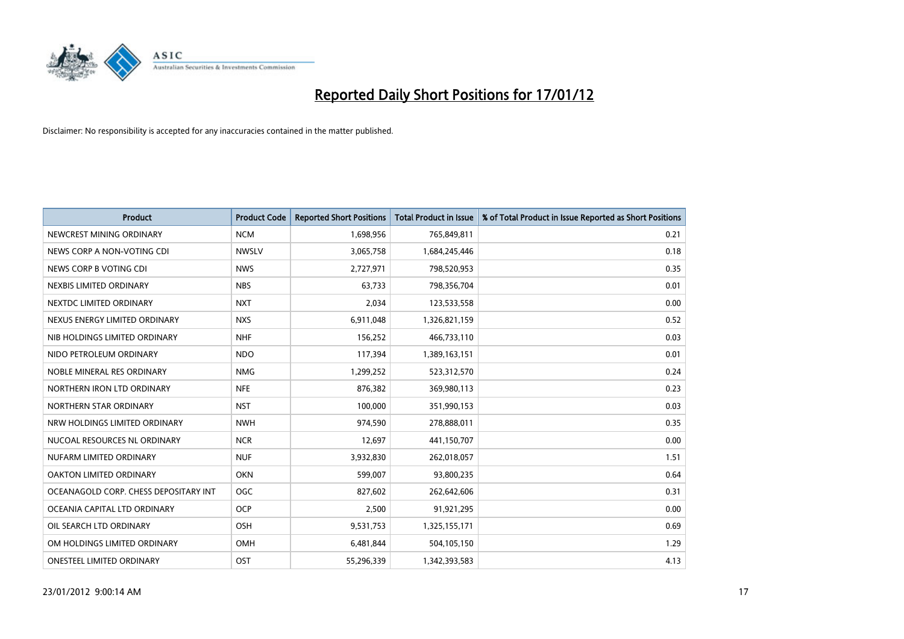# Reported Daily Short Positions for 17/01/12

Disclaimer: No responsibility is accepted for any inaccuracies contained in the matter published.

| Product | Product Code | Reported Short Positions | Total Product in Issue | % of Total Product in Issue Reported as Short Positions |
|---|---|---|---|---|
| NEWCREST MINING ORDINARY | NCM | 1,698,956 | 765,849,811 | 0.21 |
| NEWS CORP A NON-VOTING CDI | NWSLV | 3,065,758 | 1,684,245,446 | 0.18 |
| NEWS CORP B VOTING CDI | NWS | 2,727,971 | 798,520,953 | 0.35 |
| NEXBIS LIMITED ORDINARY | NBS | 63,733 | 798,356,704 | 0.01 |
| NEXTDC LIMITED ORDINARY | NXT | 2,034 | 123,533,558 | 0.00 |
| NEXUS ENERGY LIMITED ORDINARY | NXS | 6,911,048 | 1,326,821,159 | 0.52 |
| NIB HOLDINGS LIMITED ORDINARY | NHF | 156,252 | 466,733,110 | 0.03 |
| NIDO PETROLEUM ORDINARY | NDO | 117,394 | 1,389,163,151 | 0.01 |
| NOBLE MINERAL RES ORDINARY | NMG | 1,299,252 | 523,312,570 | 0.24 |
| NORTHERN IRON LTD ORDINARY | NFE | 876,382 | 369,980,113 | 0.23 |
| NORTHERN STAR ORDINARY | NST | 100,000 | 351,990,153 | 0.03 |
| NRW HOLDINGS LIMITED ORDINARY | NWH | 974,590 | 278,888,011 | 0.35 |
| NUCOAL RESOURCES NL ORDINARY | NCR | 12,697 | 441,150,707 | 0.00 |
| NUFARM LIMITED ORDINARY | NUF | 3,932,830 | 262,018,057 | 1.51 |
| OAKTON LIMITED ORDINARY | OKN | 599,007 | 93,800,235 | 0.64 |
| OCEANAGOLD CORP. CHESS DEPOSITARY INT | OGC | 827,602 | 262,642,606 | 0.31 |
| OCEANIA CAPITAL LTD ORDINARY | OCP | 2,500 | 91,921,295 | 0.00 |
| OIL SEARCH LTD ORDINARY | OSH | 9,531,753 | 1,325,155,171 | 0.69 |
| OM HOLDINGS LIMITED ORDINARY | OMH | 6,481,844 | 504,105,150 | 1.29 |
| ONESTEEL LIMITED ORDINARY | OST | 55,296,339 | 1,342,393,583 | 4.13 |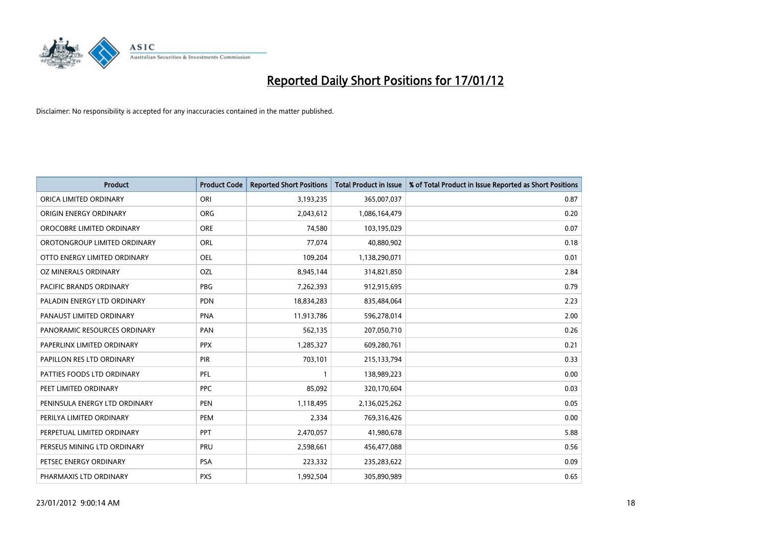# Reported Daily Short Positions for 17/01/12

Disclaimer: No responsibility is accepted for any inaccuracies contained in the matter published.

| Product | Product Code | Reported Short Positions | Total Product in Issue | % of Total Product in Issue Reported as Short Positions |
|---|---|---|---|---|
| ORICA LIMITED ORDINARY | ORI | 3,193,235 | 365,007,037 | 0.87 |
| ORIGIN ENERGY ORDINARY | ORG | 2,043,612 | 1,086,164,479 | 0.20 |
| OROCOBRE LIMITED ORDINARY | ORE | 74,580 | 103,195,029 | 0.07 |
| OROTONGROUP LIMITED ORDINARY | ORL | 77,074 | 40,880,902 | 0.18 |
| OTTO ENERGY LIMITED ORDINARY | OEL | 109,204 | 1,138,290,071 | 0.01 |
| OZ MINERALS ORDINARY | OZL | 8,945,144 | 314,821,850 | 2.84 |
| PACIFIC BRANDS ORDINARY | PBG | 7,262,393 | 912,915,695 | 0.79 |
| PALADIN ENERGY LTD ORDINARY | PDN | 18,834,283 | 835,484,064 | 2.23 |
| PANAUST LIMITED ORDINARY | PNA | 11,913,786 | 596,278,014 | 2.00 |
| PANORAMIC RESOURCES ORDINARY | PAN | 562,135 | 207,050,710 | 0.26 |
| PAPERLINX LIMITED ORDINARY | PPX | 1,285,327 | 609,280,761 | 0.21 |
| PAPILLON RES LTD ORDINARY | PIR | 703,101 | 215,133,794 | 0.33 |
| PATTIES FOODS LTD ORDINARY | PFL | 1 | 138,989,223 | 0.00 |
| PEET LIMITED ORDINARY | PPC | 85,092 | 320,170,604 | 0.03 |
| PENINSULA ENERGY LTD ORDINARY | PEN | 1,118,495 | 2,136,025,262 | 0.05 |
| PERILYA LIMITED ORDINARY | PEM | 2,334 | 769,316,426 | 0.00 |
| PERPETUAL LIMITED ORDINARY | PPT | 2,470,057 | 41,980,678 | 5.88 |
| PERSEUS MINING LTD ORDINARY | PRU | 2,598,661 | 456,477,088 | 0.56 |
| PETSEC ENERGY ORDINARY | PSA | 223,332 | 235,283,622 | 0.09 |
| PHARMAXIS LTD ORDINARY | PXS | 1,992,504 | 305,890,989 | 0.65 |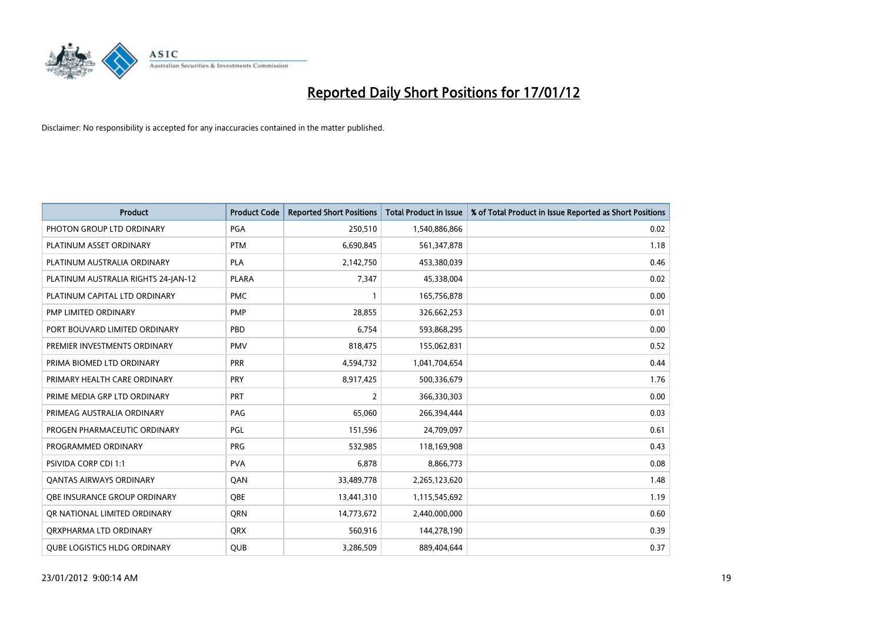# Reported Daily Short Positions for 17/01/12

Disclaimer: No responsibility is accepted for any inaccuracies contained in the matter published.

| Product | Product Code | Reported Short Positions | Total Product in Issue | % of Total Product in Issue Reported as Short Positions |
|---|---|---|---|---|
| PHOTON GROUP LTD ORDINARY | PGA | 250,510 | 1,540,886,866 | 0.02 |
| PLATINUM ASSET ORDINARY | PTM | 6,690,845 | 561,347,878 | 1.18 |
| PLATINUM AUSTRALIA ORDINARY | PLA | 2,142,750 | 453,380,039 | 0.46 |
| PLATINUM AUSTRALIA RIGHTS 24-JAN-12 | PLARA | 7,347 | 45,338,004 | 0.02 |
| PLATINUM CAPITAL LTD ORDINARY | PMC | 1 | 165,756,878 | 0.00 |
| PMP LIMITED ORDINARY | PMP | 28,855 | 326,662,253 | 0.01 |
| PORT BOUVARD LIMITED ORDINARY | PBD | 6,754 | 593,868,295 | 0.00 |
| PREMIER INVESTMENTS ORDINARY | PMV | 818,475 | 155,062,831 | 0.52 |
| PRIMA BIOMED LTD ORDINARY | PRR | 4,594,732 | 1,041,704,654 | 0.44 |
| PRIMARY HEALTH CARE ORDINARY | PRY | 8,917,425 | 500,336,679 | 1.76 |
| PRIME MEDIA GRP LTD ORDINARY | PRT | 2 | 366,330,303 | 0.00 |
| PRIMEAG AUSTRALIA ORDINARY | PAG | 65,060 | 266,394,444 | 0.03 |
| PROGEN PHARMACEUTIC ORDINARY | PGL | 151,596 | 24,709,097 | 0.61 |
| PROGRAMMED ORDINARY | PRG | 532,985 | 118,169,908 | 0.43 |
| PSIVIDA CORP CDI 1:1 | PVA | 6,878 | 8,866,773 | 0.08 |
| QANTAS AIRWAYS ORDINARY | QAN | 33,489,778 | 2,265,123,620 | 1.48 |
| QBE INSURANCE GROUP ORDINARY | QBE | 13,441,310 | 1,115,545,692 | 1.19 |
| QR NATIONAL LIMITED ORDINARY | QRN | 14,773,672 | 2,440,000,000 | 0.60 |
| QRXPHARMA LTD ORDINARY | QRX | 560,916 | 144,278,190 | 0.39 |
| QUBE LOGISTICS HLDG ORDINARY | QUB | 3,286,509 | 889,404,644 | 0.37 |

23/01/2012 9:00:14 AM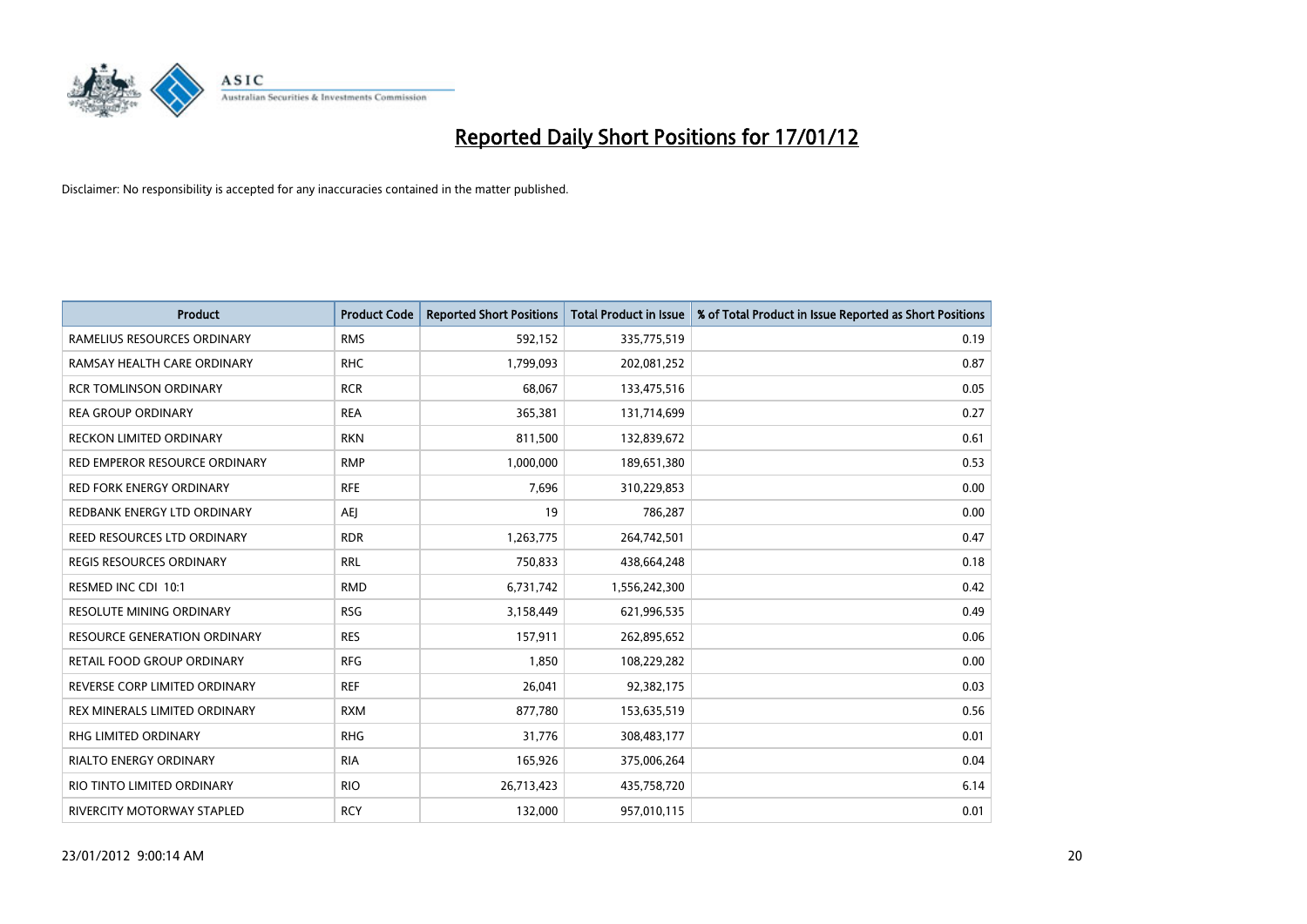# Reported Daily Short Positions for 17/01/12

Disclaimer: No responsibility is accepted for any inaccuracies contained in the matter published.

| Product | Product Code | Reported Short Positions | Total Product in Issue | % of Total Product in Issue Reported as Short Positions |
|---|---|---|---|---|
| RAMELIUS RESOURCES ORDINARY | RMS | 592,152 | 335,775,519 | 0.19 |
| RAMSAY HEALTH CARE ORDINARY | RHC | 1,799,093 | 202,081,252 | 0.87 |
| RCR TOMLINSON ORDINARY | RCR | 68,067 | 133,475,516 | 0.05 |
| REA GROUP ORDINARY | REA | 365,381 | 131,714,699 | 0.27 |
| RECKON LIMITED ORDINARY | RKN | 811,500 | 132,839,672 | 0.61 |
| RED EMPEROR RESOURCE ORDINARY | RMP | 1,000,000 | 189,651,380 | 0.53 |
| RED FORK ENERGY ORDINARY | RFE | 7,696 | 310,229,853 | 0.00 |
| REDBANK ENERGY LTD ORDINARY | AEJ | 19 | 786,287 | 0.00 |
| REED RESOURCES LTD ORDINARY | RDR | 1,263,775 | 264,742,501 | 0.47 |
| REGIS RESOURCES ORDINARY | RRL | 750,833 | 438,664,248 | 0.18 |
| RESMED INC CDI 10:1 | RMD | 6,731,742 | 1,556,242,300 | 0.42 |
| RESOLUTE MINING ORDINARY | RSG | 3,158,449 | 621,996,535 | 0.49 |
| RESOURCE GENERATION ORDINARY | RES | 157,911 | 262,895,652 | 0.06 |
| RETAIL FOOD GROUP ORDINARY | RFG | 1,850 | 108,229,282 | 0.00 |
| REVERSE CORP LIMITED ORDINARY | REF | 26,041 | 92,382,175 | 0.03 |
| REX MINERALS LIMITED ORDINARY | RXM | 877,780 | 153,635,519 | 0.56 |
| RHG LIMITED ORDINARY | RHG | 31,776 | 308,483,177 | 0.01 |
| RIALTO ENERGY ORDINARY | RIA | 165,926 | 375,006,264 | 0.04 |
| RIO TINTO LIMITED ORDINARY | RIO | 26,713,423 | 435,758,720 | 6.14 |
| RIVERCITY MOTORWAY STAPLED | RCY | 132,000 | 957,010,115 | 0.01 |

23/01/2012 9:00:14 AM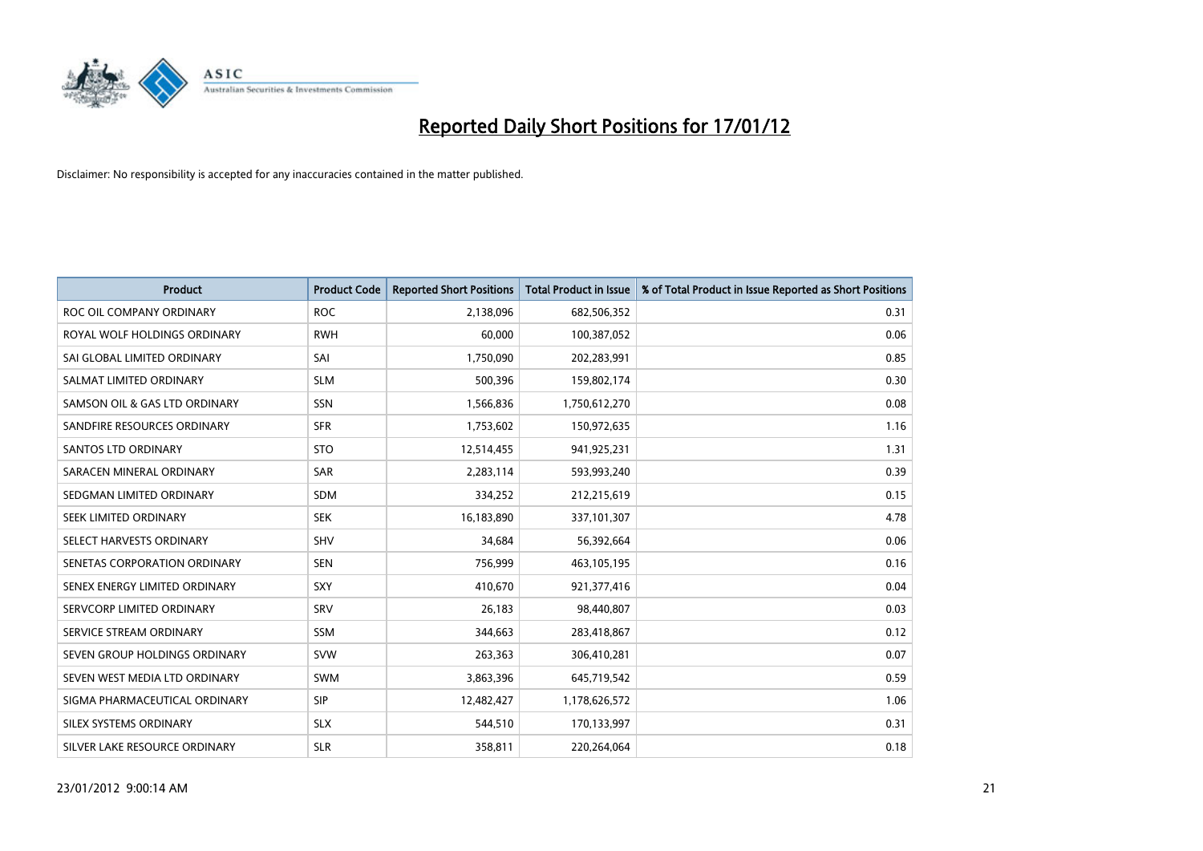# Reported Daily Short Positions for 17/01/12

Disclaimer: No responsibility is accepted for any inaccuracies contained in the matter published.

| Product | Product Code | Reported Short Positions | Total Product in Issue | % of Total Product in Issue Reported as Short Positions |
|---|---|---|---|---|
| ROC OIL COMPANY ORDINARY | ROC | 2,138,096 | 682,506,352 | 0.31 |
| ROYAL WOLF HOLDINGS ORDINARY | RWH | 60,000 | 100,387,052 | 0.06 |
| SAI GLOBAL LIMITED ORDINARY | SAI | 1,750,090 | 202,283,991 | 0.85 |
| SALMAT LIMITED ORDINARY | SLM | 500,396 | 159,802,174 | 0.30 |
| SAMSON OIL & GAS LTD ORDINARY | SSN | 1,566,836 | 1,750,612,270 | 0.08 |
| SANDFIRE RESOURCES ORDINARY | SFR | 1,753,602 | 150,972,635 | 1.16 |
| SANTOS LTD ORDINARY | STO | 12,514,455 | 941,925,231 | 1.31 |
| SARACEN MINERAL ORDINARY | SAR | 2,283,114 | 593,993,240 | 0.39 |
| SEDGMAN LIMITED ORDINARY | SDM | 334,252 | 212,215,619 | 0.15 |
| SEEK LIMITED ORDINARY | SEK | 16,183,890 | 337,101,307 | 4.78 |
| SELECT HARVESTS ORDINARY | SHV | 34,684 | 56,392,664 | 0.06 |
| SENETAS CORPORATION ORDINARY | SEN | 756,999 | 463,105,195 | 0.16 |
| SENEX ENERGY LIMITED ORDINARY | SXY | 410,670 | 921,377,416 | 0.04 |
| SERVCORP LIMITED ORDINARY | SRV | 26,183 | 98,440,807 | 0.03 |
| SERVICE STREAM ORDINARY | SSM | 344,663 | 283,418,867 | 0.12 |
| SEVEN GROUP HOLDINGS ORDINARY | SVW | 263,363 | 306,410,281 | 0.07 |
| SEVEN WEST MEDIA LTD ORDINARY | SWM | 3,863,396 | 645,719,542 | 0.59 |
| SIGMA PHARMACEUTICAL ORDINARY | SIP | 12,482,427 | 1,178,626,572 | 1.06 |
| SILEX SYSTEMS ORDINARY | SLX | 544,510 | 170,133,997 | 0.31 |
| SILVER LAKE RESOURCE ORDINARY | SLR | 358,811 | 220,264,064 | 0.18 |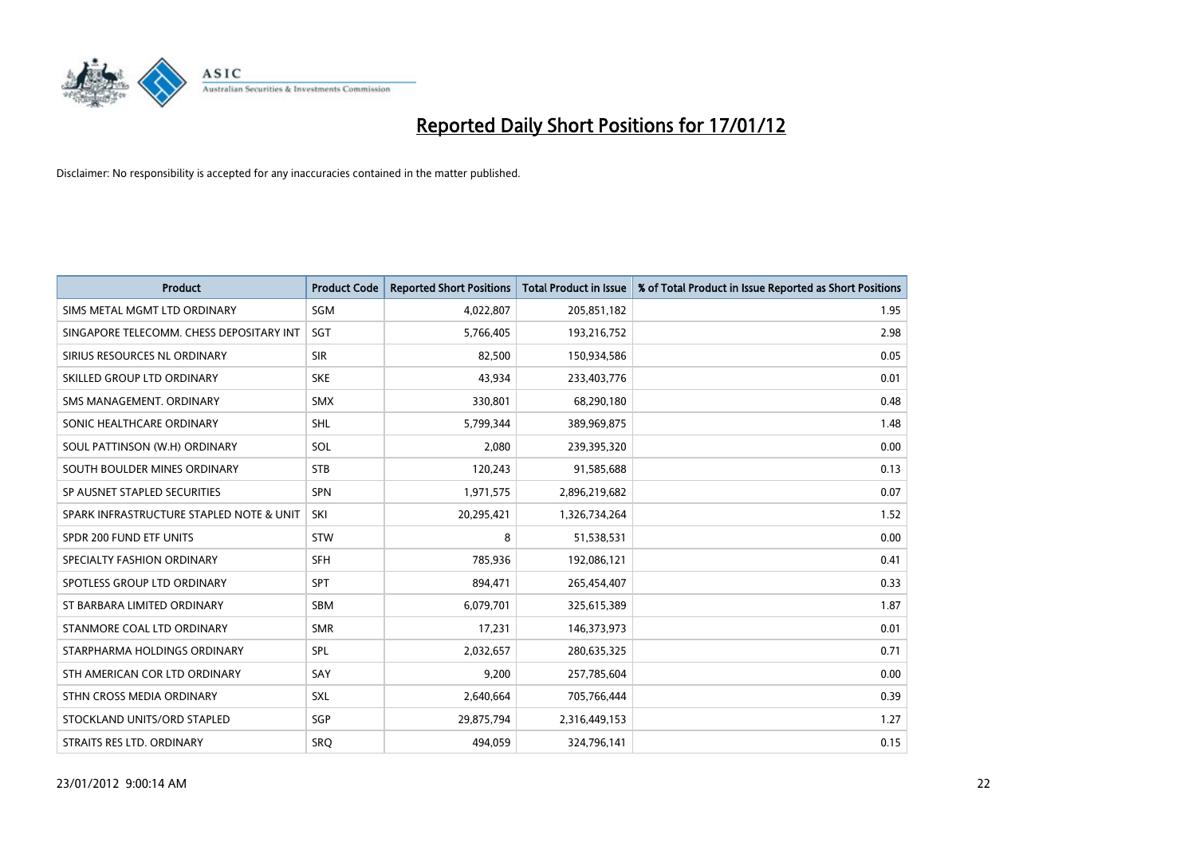# Reported Daily Short Positions for 17/01/12

Disclaimer: No responsibility is accepted for any inaccuracies contained in the matter published.

| Product | Product Code | Reported Short Positions | Total Product in Issue | % of Total Product in Issue Reported as Short Positions |
| --- | --- | --- | --- | --- |
| SIMS METAL MGMT LTD ORDINARY | SGM | 4,022,807 | 205,851,182 | 1.95 |
| SINGAPORE TELECOMM. CHESS DEPOSITARY INT | SGT | 5,766,405 | 193,216,752 | 2.98 |
| SIRIUS RESOURCES NL ORDINARY | SIR | 82,500 | 150,934,586 | 0.05 |
| SKILLED GROUP LTD ORDINARY | SKE | 43,934 | 233,403,776 | 0.01 |
| SMS MANAGEMENT. ORDINARY | SMX | 330,801 | 68,290,180 | 0.48 |
| SONIC HEALTHCARE ORDINARY | SHL | 5,799,344 | 389,969,875 | 1.48 |
| SOUL PATTINSON (W.H) ORDINARY | SOL | 2,080 | 239,395,320 | 0.00 |
| SOUTH BOULDER MINES ORDINARY | STB | 120,243 | 91,585,688 | 0.13 |
| SP AUSNET STAPLED SECURITIES | SPN | 1,971,575 | 2,896,219,682 | 0.07 |
| SPARK INFRASTRUCTURE STAPLED NOTE & UNIT | SKI | 20,295,421 | 1,326,734,264 | 1.52 |
| SPDR 200 FUND ETF UNITS | STW | 8 | 51,538,531 | 0.00 |
| SPECIALTY FASHION ORDINARY | SFH | 785,936 | 192,086,121 | 0.41 |
| SPOTLESS GROUP LTD ORDINARY | SPT | 894,471 | 265,454,407 | 0.33 |
| ST BARBARA LIMITED ORDINARY | SBM | 6,079,701 | 325,615,389 | 1.87 |
| STANMORE COAL LTD ORDINARY | SMR | 17,231 | 146,373,973 | 0.01 |
| STARPHARMA HOLDINGS ORDINARY | SPL | 2,032,657 | 280,635,325 | 0.71 |
| STH AMERICAN COR LTD ORDINARY | SAY | 9,200 | 257,785,604 | 0.00 |
| STHN CROSS MEDIA ORDINARY | SXL | 2,640,664 | 705,766,444 | 0.39 |
| STOCKLAND UNITS/ORD STAPLED | SGP | 29,875,794 | 2,316,449,153 | 1.27 |
| STRAITS RES LTD. ORDINARY | SRQ | 494,059 | 324,796,141 | 0.15 |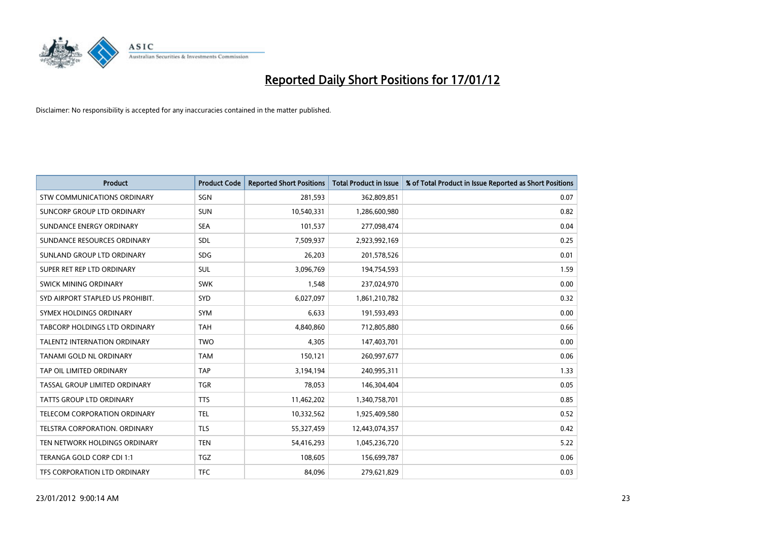# Reported Daily Short Positions for 17/01/12

Disclaimer: No responsibility is accepted for any inaccuracies contained in the matter published.

| Product | Product Code | Reported Short Positions | Total Product in Issue | % of Total Product in Issue Reported as Short Positions |
|---|---|---|---|---|
| STW COMMUNICATIONS ORDINARY | SGN | 281,593 | 362,809,851 | 0.07 |
| SUNCORP GROUP LTD ORDINARY | SUN | 10,540,331 | 1,286,600,980 | 0.82 |
| SUNDANCE ENERGY ORDINARY | SEA | 101,537 | 277,098,474 | 0.04 |
| SUNDANCE RESOURCES ORDINARY | SDL | 7,509,937 | 2,923,992,169 | 0.25 |
| SUNLAND GROUP LTD ORDINARY | SDG | 26,203 | 201,578,526 | 0.01 |
| SUPER RET REP LTD ORDINARY | SUL | 3,096,769 | 194,754,593 | 1.59 |
| SWICK MINING ORDINARY | SWK | 1,548 | 237,024,970 | 0.00 |
| SYD AIRPORT STAPLED US PROHIBIT. | SYD | 6,027,097 | 1,861,210,782 | 0.32 |
| SYMEX HOLDINGS ORDINARY | SYM | 6,633 | 191,593,493 | 0.00 |
| TABCORP HOLDINGS LTD ORDINARY | TAH | 4,840,860 | 712,805,880 | 0.66 |
| TALENT2 INTERNATION ORDINARY | TWO | 4,305 | 147,403,701 | 0.00 |
| TANAMI GOLD NL ORDINARY | TAM | 150,121 | 260,997,677 | 0.06 |
| TAP OIL LIMITED ORDINARY | TAP | 3,194,194 | 240,995,311 | 1.33 |
| TASSAL GROUP LIMITED ORDINARY | TGR | 78,053 | 146,304,404 | 0.05 |
| TATTS GROUP LTD ORDINARY | TTS | 11,462,202 | 1,340,758,701 | 0.85 |
| TELECOM CORPORATION ORDINARY | TEL | 10,332,562 | 1,925,409,580 | 0.52 |
| TELSTRA CORPORATION. ORDINARY | TLS | 55,327,459 | 12,443,074,357 | 0.42 |
| TEN NETWORK HOLDINGS ORDINARY | TEN | 54,416,293 | 1,045,236,720 | 5.22 |
| TERANGA GOLD CORP CDI 1:1 | TGZ | 108,605 | 156,699,787 | 0.06 |
| TFS CORPORATION LTD ORDINARY | TFC | 84,096 | 279,621,829 | 0.03 |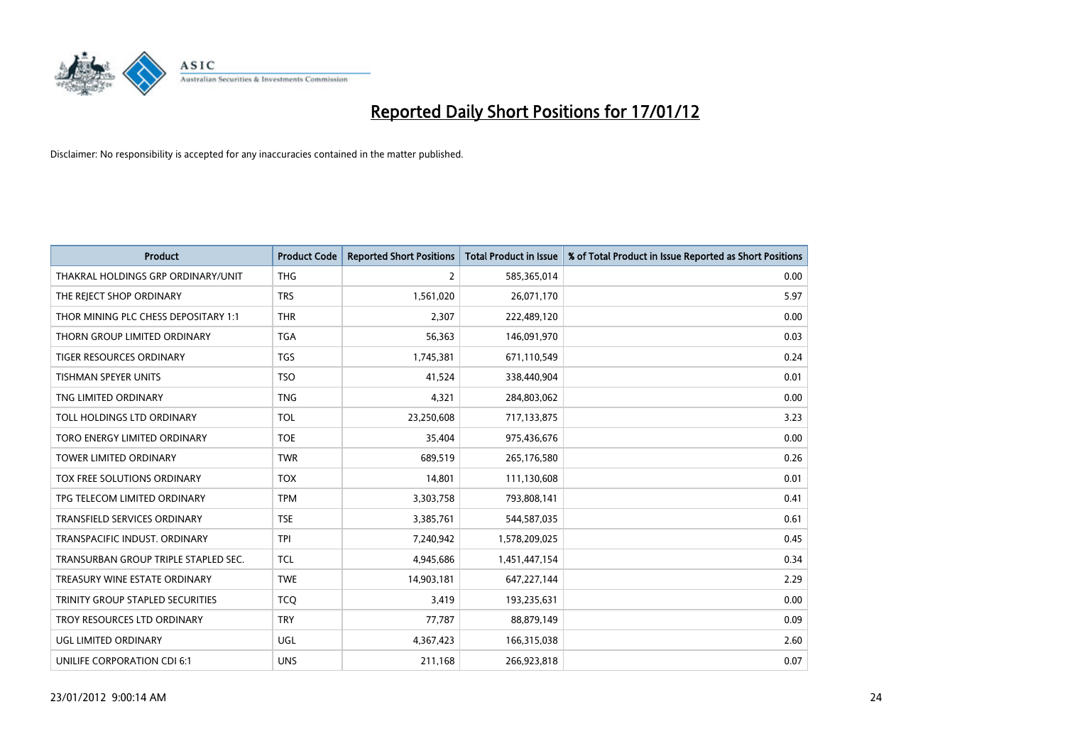# Reported Daily Short Positions for 17/01/12

Disclaimer: No responsibility is accepted for any inaccuracies contained in the matter published.

| Product | Product Code | Reported Short Positions | Total Product in Issue | % of Total Product in Issue Reported as Short Positions |
| --- | --- | --- | --- | --- |
| THAKRAL HOLDINGS GRP ORDINARY/UNIT | THG | 2 | 585,365,014 | 0.00 |
| THE REJECT SHOP ORDINARY | TRS | 1,561,020 | 26,071,170 | 5.97 |
| THOR MINING PLC CHESS DEPOSITARY 1:1 | THR | 2,307 | 222,489,120 | 0.00 |
| THORN GROUP LIMITED ORDINARY | TGA | 56,363 | 146,091,970 | 0.03 |
| TIGER RESOURCES ORDINARY | TGS | 1,745,381 | 671,110,549 | 0.24 |
| TISHMAN SPEYER UNITS | TSO | 41,524 | 338,440,904 | 0.01 |
| TNG LIMITED ORDINARY | TNG | 4,321 | 284,803,062 | 0.00 |
| TOLL HOLDINGS LTD ORDINARY | TOL | 23,250,608 | 717,133,875 | 3.23 |
| TORO ENERGY LIMITED ORDINARY | TOE | 35,404 | 975,436,676 | 0.00 |
| TOWER LIMITED ORDINARY | TWR | 689,519 | 265,176,580 | 0.26 |
| TOX FREE SOLUTIONS ORDINARY | TOX | 14,801 | 111,130,608 | 0.01 |
| TPG TELECOM LIMITED ORDINARY | TPM | 3,303,758 | 793,808,141 | 0.41 |
| TRANSFIELD SERVICES ORDINARY | TSE | 3,385,761 | 544,587,035 | 0.61 |
| TRANSPACIFIC INDUST. ORDINARY | TPI | 7,240,942 | 1,578,209,025 | 0.45 |
| TRANSURBAN GROUP TRIPLE STAPLED SEC. | TCL | 4,945,686 | 1,451,447,154 | 0.34 |
| TREASURY WINE ESTATE ORDINARY | TWE | 14,903,181 | 647,227,144 | 2.29 |
| TRINITY GROUP STAPLED SECURITIES | TCQ | 3,419 | 193,235,631 | 0.00 |
| TROY RESOURCES LTD ORDINARY | TRY | 77,787 | 88,879,149 | 0.09 |
| UGL LIMITED ORDINARY | UGL | 4,367,423 | 166,315,038 | 2.60 |
| UNILIFE CORPORATION CDI 6:1 | UNS | 211,168 | 266,923,818 | 0.07 |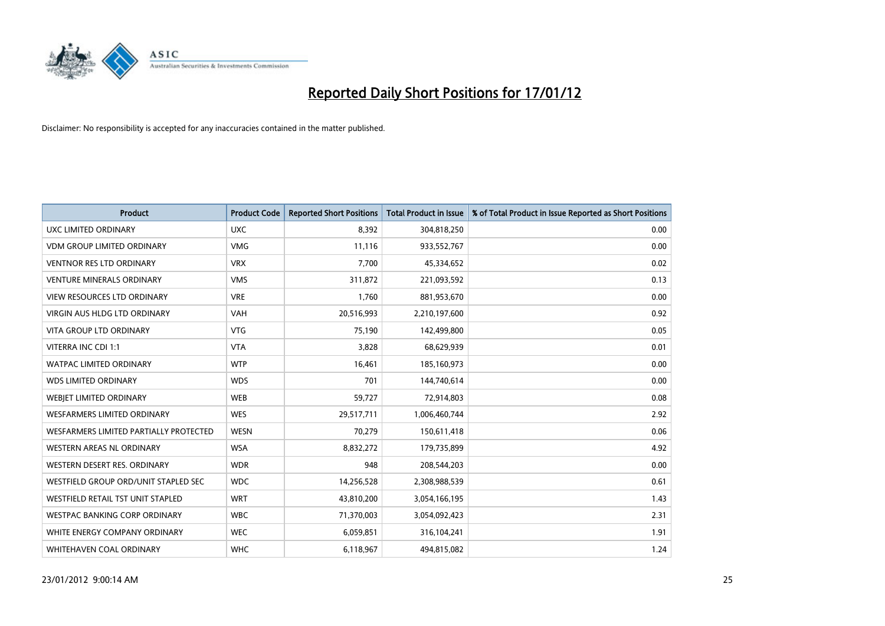# Reported Daily Short Positions for 17/01/12

Disclaimer: No responsibility is accepted for any inaccuracies contained in the matter published.

| Product | Product Code | Reported Short Positions | Total Product in Issue | % of Total Product in Issue Reported as Short Positions |
|---|---|---|---|---|
| UXC LIMITED ORDINARY | UXC | 8,392 | 304,818,250 | 0.00 |
| VDM GROUP LIMITED ORDINARY | VMG | 11,116 | 933,552,767 | 0.00 |
| VENTNOR RES LTD ORDINARY | VRX | 7,700 | 45,334,652 | 0.02 |
| VENTURE MINERALS ORDINARY | VMS | 311,872 | 221,093,592 | 0.13 |
| VIEW RESOURCES LTD ORDINARY | VRE | 1,760 | 881,953,670 | 0.00 |
| VIRGIN AUS HLDG LTD ORDINARY | VAH | 20,516,993 | 2,210,197,600 | 0.92 |
| VITA GROUP LTD ORDINARY | VTG | 75,190 | 142,499,800 | 0.05 |
| VITERRA INC CDI 1:1 | VTA | 3,828 | 68,629,939 | 0.01 |
| WATPAC LIMITED ORDINARY | WTP | 16,461 | 185,160,973 | 0.00 |
| WDS LIMITED ORDINARY | WDS | 701 | 144,740,614 | 0.00 |
| WEBJET LIMITED ORDINARY | WEB | 59,727 | 72,914,803 | 0.08 |
| WESFARMERS LIMITED ORDINARY | WES | 29,517,711 | 1,006,460,744 | 2.92 |
| WESFARMERS LIMITED PARTIALLY PROTECTED | WESN | 70,279 | 150,611,418 | 0.06 |
| WESTERN AREAS NL ORDINARY | WSA | 8,832,272 | 179,735,899 | 4.92 |
| WESTERN DESERT RES. ORDINARY | WDR | 948 | 208,544,203 | 0.00 |
| WESTFIELD GROUP ORD/UNIT STAPLED SEC | WDC | 14,256,528 | 2,308,988,539 | 0.61 |
| WESTFIELD RETAIL TST UNIT STAPLED | WRT | 43,810,200 | 3,054,166,195 | 1.43 |
| WESTPAC BANKING CORP ORDINARY | WBC | 71,370,003 | 3,054,092,423 | 2.31 |
| WHITE ENERGY COMPANY ORDINARY | WEC | 6,059,851 | 316,104,241 | 1.91 |
| WHITEHAVEN COAL ORDINARY | WHC | 6,118,967 | 494,815,082 | 1.24 |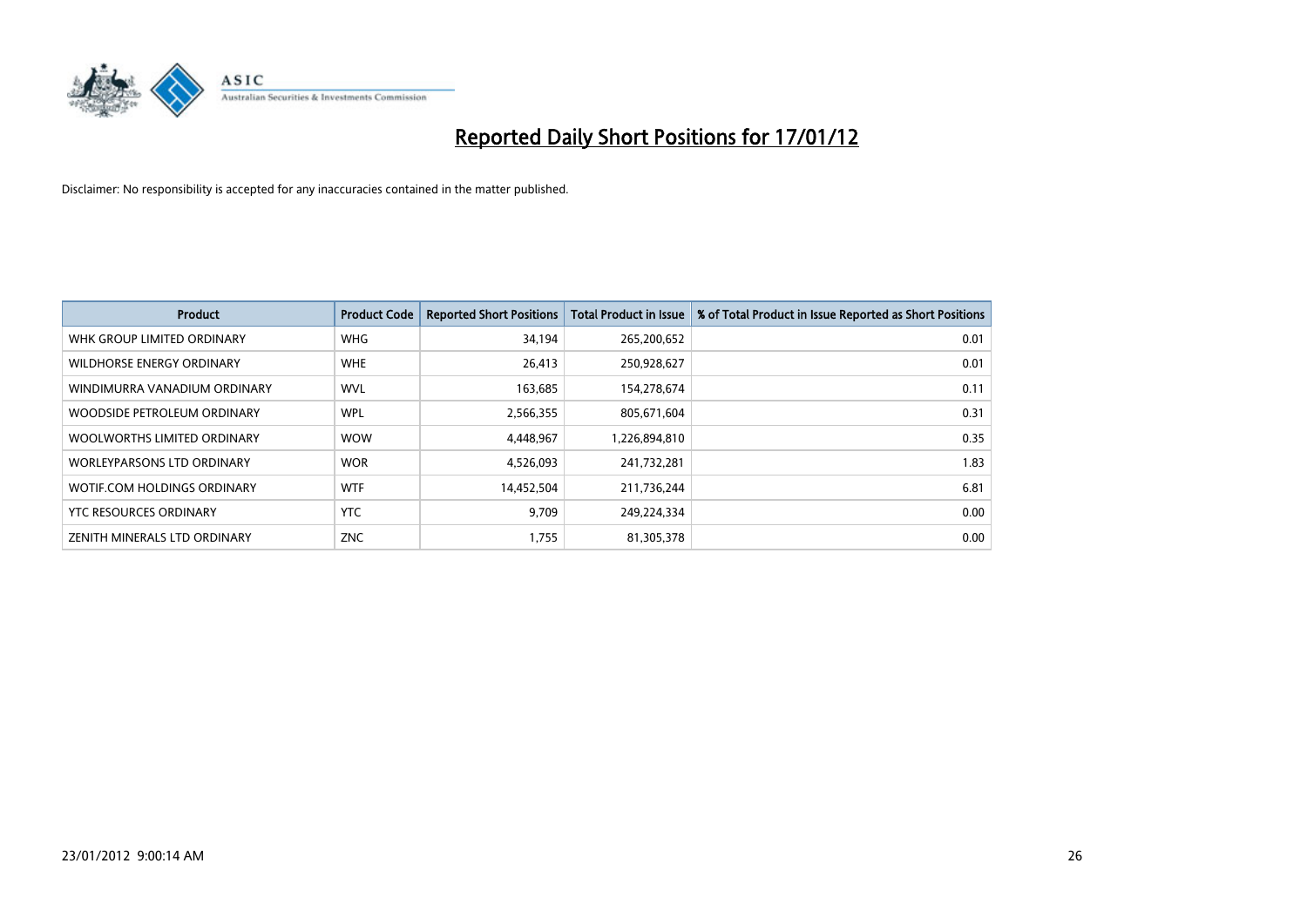# Reported Daily Short Positions for 17/01/12

Disclaimer: No responsibility is accepted for any inaccuracies contained in the matter published.

| Product | Product Code | Reported Short Positions | Total Product in Issue | % of Total Product in Issue Reported as Short Positions |
|---|---|---|---|---|
| WHK GROUP LIMITED ORDINARY | WHG | 34,194 | 265,200,652 | 0.01 |
| WILDHORSE ENERGY ORDINARY | WHE | 26,413 | 250,928,627 | 0.01 |
| WINDIMURRA VANADIUM ORDINARY | WVL | 163,685 | 154,278,674 | 0.11 |
| WOODSIDE PETROLEUM ORDINARY | WPL | 2,566,355 | 805,671,604 | 0.31 |
| WOOLWORTHS LIMITED ORDINARY | WOW | 4,448,967 | 1,226,894,810 | 0.35 |
| WORLEYPARSONS LTD ORDINARY | WOR | 4,526,093 | 241,732,281 | 1.83 |
| WOTIF.COM HOLDINGS ORDINARY | WTF | 14,452,504 | 211,736,244 | 6.81 |
| YTC RESOURCES ORDINARY | YTC | 9,709 | 249,224,334 | 0.00 |
| ZENITH MINERALS LTD ORDINARY | ZNC | 1,755 | 81,305,378 | 0.00 |

23/01/2012 9:00:14 AM